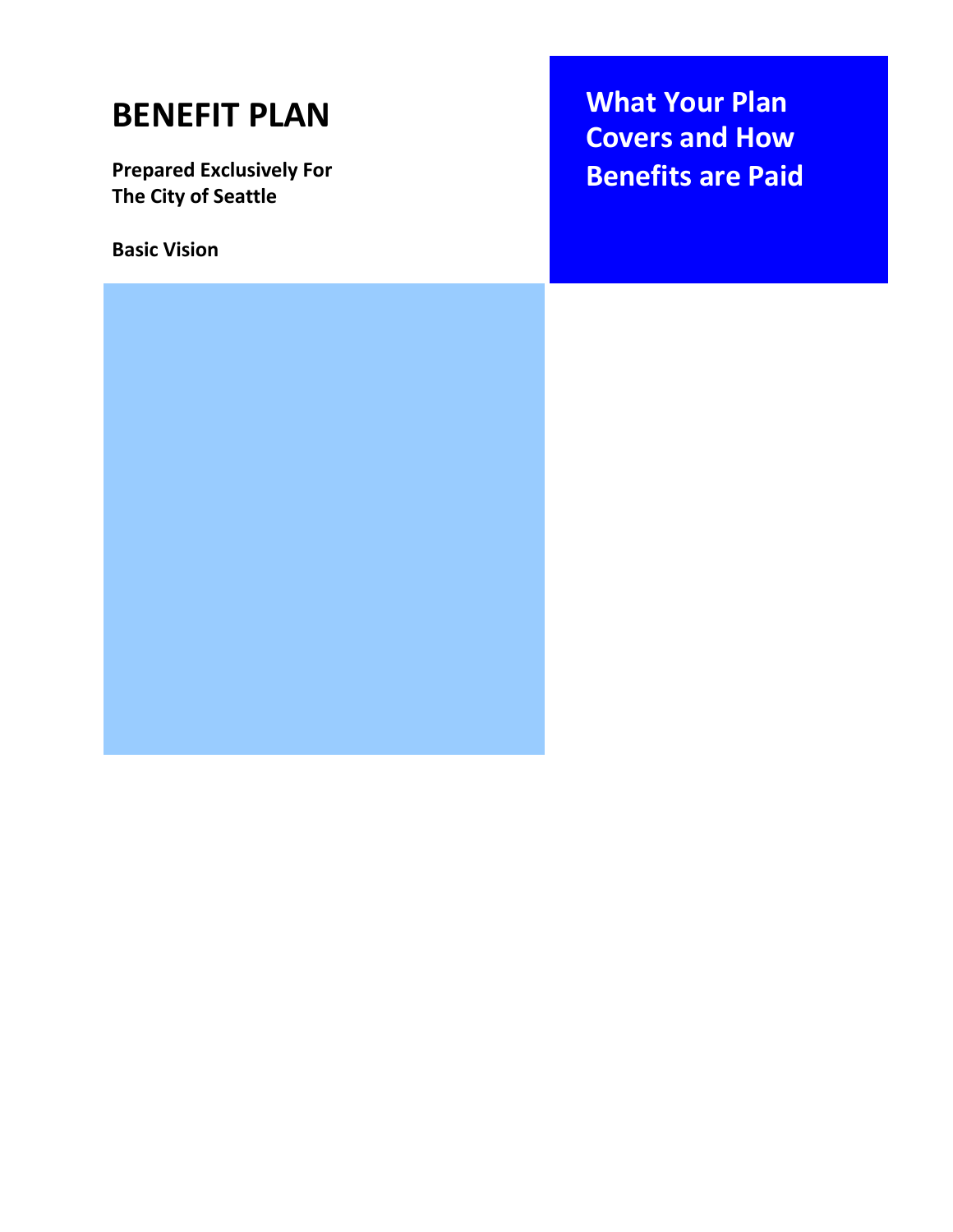# BENEFIT PLAN

**Prepared Exclusively For**
**The City of Seattle**

**Basic Vision**

## What Your Plan Covers and How Benefits are Paid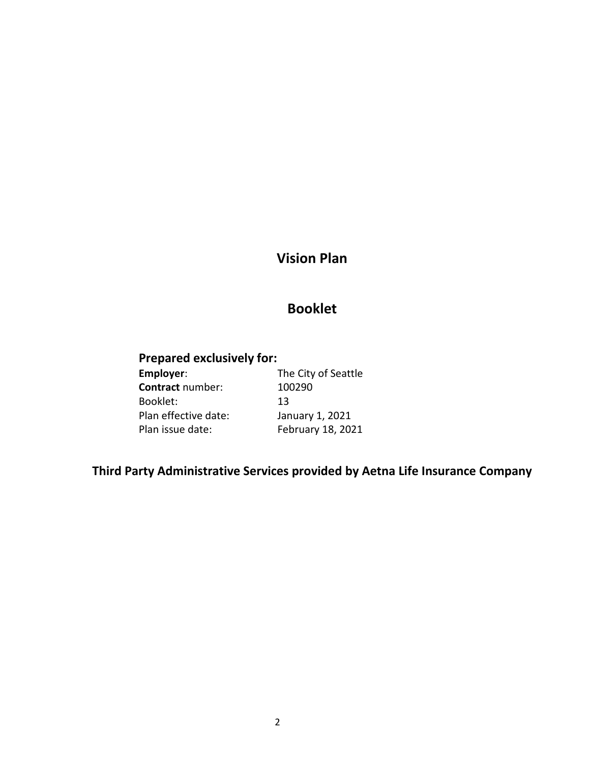# Vision Plan

# Booklet

## Prepared exclusively for:

| | |
|---|---|
| **Employer**: | The City of Seattle |
| **Contract** number: | 100290 |
| Booklet: | 13 |
| Plan effective date: | January 1, 2021 |
| Plan issue date: | February 18, 2021 |

**Third Party Administrative Services provided by Aetna Life Insurance Company**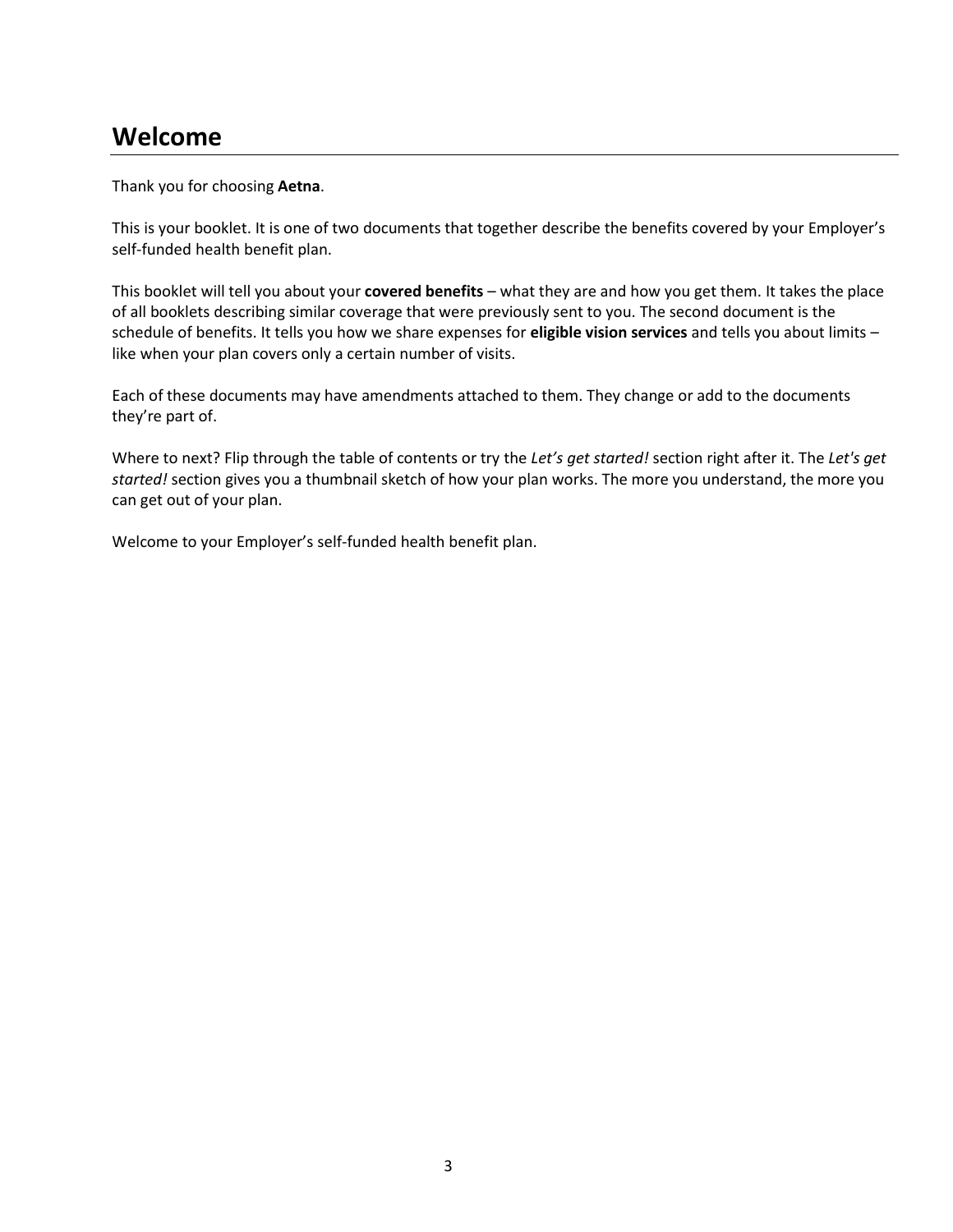# Welcome

Thank you for choosing **Aetna**.

This is your booklet. It is one of two documents that together describe the benefits covered by your Employer's self-funded health benefit plan.

This booklet will tell you about your **covered benefits** – what they are and how you get them. It takes the place of all booklets describing similar coverage that were previously sent to you. The second document is the schedule of benefits. It tells you how we share expenses for **eligible vision services** and tells you about limits – like when your plan covers only a certain number of visits.

Each of these documents may have amendments attached to them. They change or add to the documents they're part of.

Where to next? Flip through the table of contents or try the *Let's get started!* section right after it. The *Let's get started!* section gives you a thumbnail sketch of how your plan works. The more you understand, the more you can get out of your plan.

Welcome to your Employer's self-funded health benefit plan.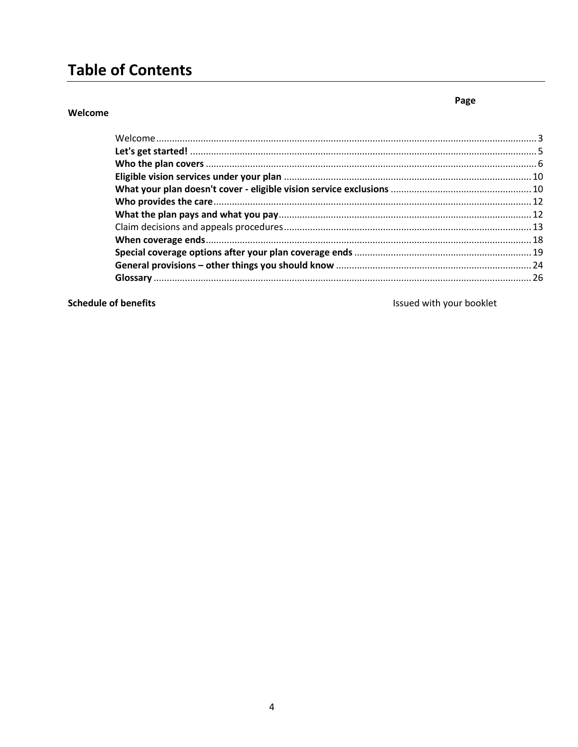# Table of Contents

| Welcome | Page |
|---|---|
| Welcome | 3 |
| **Let's get started!** | 5 |
| **Who the plan covers** | 6 |
| **Eligible vision services under your plan** | 10 |
| **What your plan doesn't cover - eligible vision service exclusions** | 10 |
| **Who provides the care** | 12 |
| **What the plan pays and what you pay** | 12 |
| Claim decisions and appeals procedures | 13 |
| **When coverage ends** | 18 |
| **Special coverage options after your plan coverage ends** | 19 |
| **General provisions – other things you should know** | 24 |
| **Glossary** | 26 |
| **Schedule of benefits** | Issued with your booklet |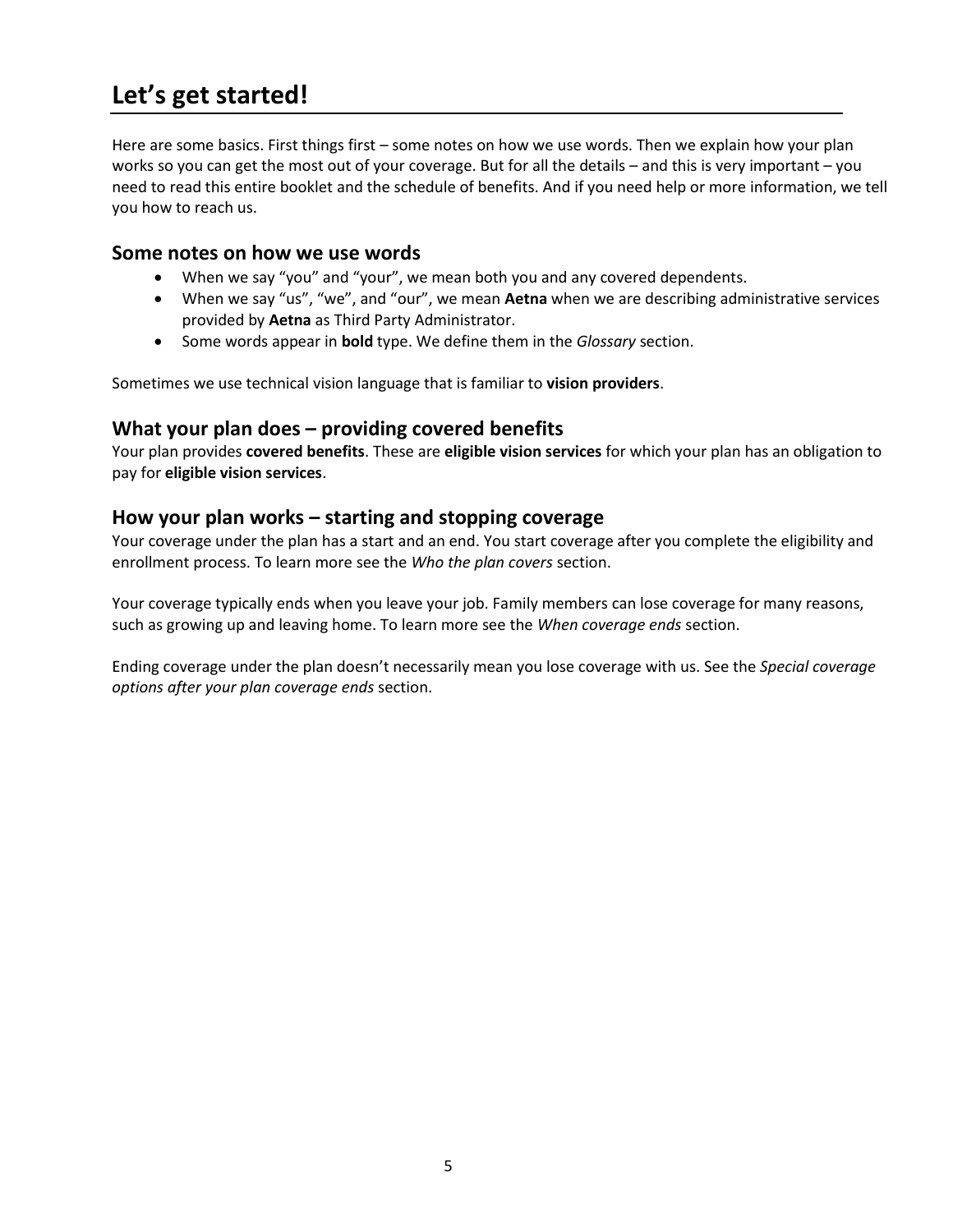# Let's get started!

Here are some basics. First things first – some notes on how we use words. Then we explain how your plan works so you can get the most out of your coverage. But for all the details – and this is very important – you need to read this entire booklet and the schedule of benefits. And if you need help or more information, we tell you how to reach us.

## Some notes on how we use words

- When we say "you" and "your", we mean both you and any covered dependents.
- When we say "us", "we", and "our", we mean **Aetna** when we are describing administrative services provided by **Aetna** as Third Party Administrator.
- Some words appear in **bold** type. We define them in the *Glossary* section.

Sometimes we use technical vision language that is familiar to **vision providers**.

## What your plan does – providing covered benefits

Your plan provides **covered benefits**. These are **eligible vision services** for which your plan has an obligation to pay for **eligible vision services**.

## How your plan works – starting and stopping coverage

Your coverage under the plan has a start and an end. You start coverage after you complete the eligibility and enrollment process. To learn more see the *Who the plan covers* section.

Your coverage typically ends when you leave your job. Family members can lose coverage for many reasons, such as growing up and leaving home. To learn more see the *When coverage ends* section.

Ending coverage under the plan doesn't necessarily mean you lose coverage with us. See the *Special coverage options after your plan coverage ends* section.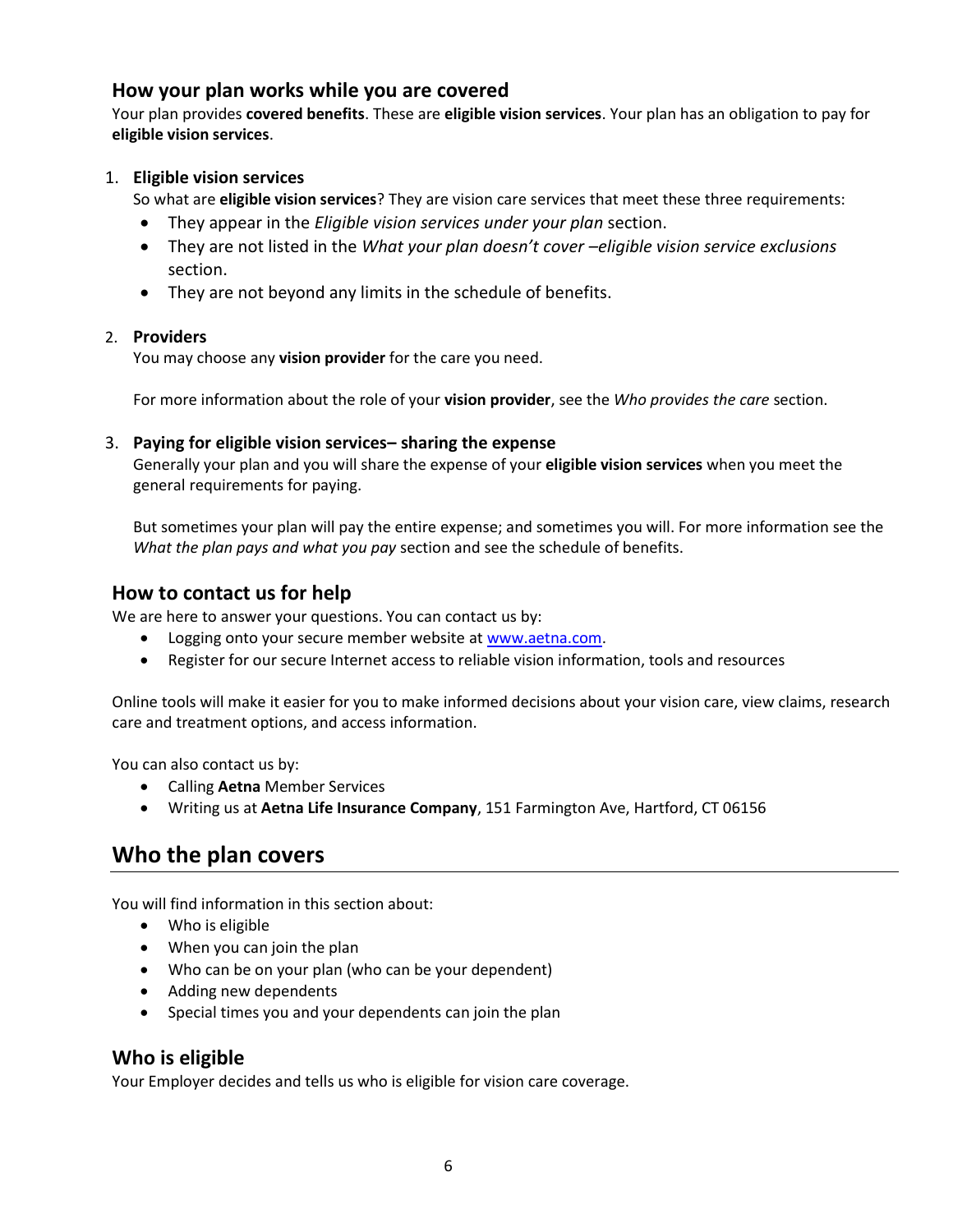### How your plan works while you are covered

Your plan provides **covered benefits**. These are **eligible vision services**. Your plan has an obligation to pay for **eligible vision services**.

1. **Eligible vision services**

   So what are **eligible vision services**? They are vision care services that meet these three requirements:

   - They appear in the *Eligible vision services under your plan* section.
   - They are not listed in the *What your plan doesn't cover –eligible vision service exclusions* section.
   - They are not beyond any limits in the schedule of benefits.

2. **Providers**

   You may choose any **vision provider** for the care you need.

   For more information about the role of your **vision provider**, see the *Who provides the care* section.

3. **Paying for eligible vision services– sharing the expense**

   Generally your plan and you will share the expense of your **eligible vision services** when you meet the general requirements for paying.

   But sometimes your plan will pay the entire expense; and sometimes you will. For more information see the *What the plan pays and what you pay* section and see the schedule of benefits.

### How to contact us for help

We are here to answer your questions. You can contact us by:

- Logging onto your secure member website at [www.aetna.com](www.aetna.com).
- Register for our secure Internet access to reliable vision information, tools and resources

Online tools will make it easier for you to make informed decisions about your vision care, view claims, research care and treatment options, and access information.

You can also contact us by:

- Calling **Aetna** Member Services
- Writing us at **Aetna Life Insurance Company**, 151 Farmington Ave, Hartford, CT 06156

## Who the plan covers

You will find information in this section about:

- Who is eligible
- When you can join the plan
- Who can be on your plan (who can be your dependent)
- Adding new dependents
- Special times you and your dependents can join the plan

### Who is eligible

Your Employer decides and tells us who is eligible for vision care coverage.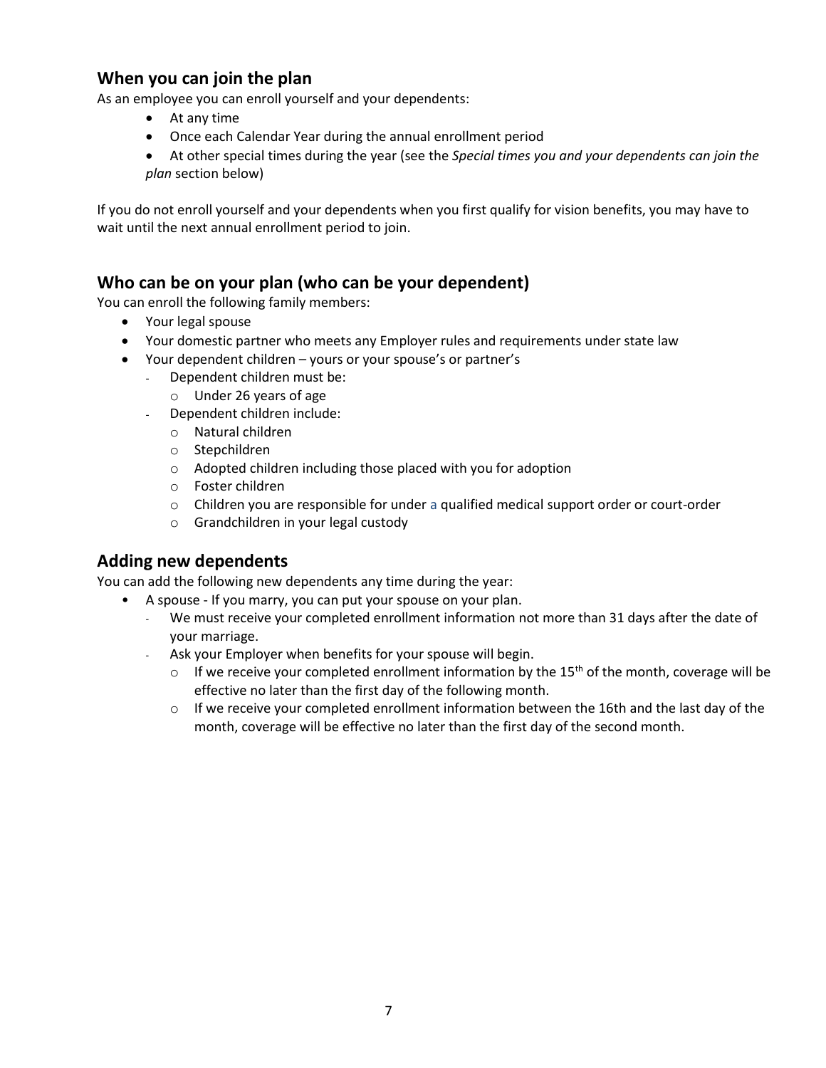## When you can join the plan

As an employee you can enroll yourself and your dependents:

- At any time
- Once each Calendar Year during the annual enrollment period
- At other special times during the year (see the *Special times you and your dependents can join the plan* section below)

If you do not enroll yourself and your dependents when you first qualify for vision benefits, you may have to wait until the next annual enrollment period to join.

## Who can be on your plan (who can be your dependent)

You can enroll the following family members:

- Your legal spouse
- Your domestic partner who meets any Employer rules and requirements under state law
- Your dependent children – yours or your spouse's or partner's
  - Dependent children must be:
    - Under 26 years of age
  - Dependent children include:
    - Natural children
    - Stepchildren
    - Adopted children including those placed with you for adoption
    - Foster children
    - Children you are responsible for under a qualified medical support order or court-order
    - Grandchildren in your legal custody

## Adding new dependents

You can add the following new dependents any time during the year:

- A spouse - If you marry, you can put your spouse on your plan.
  - We must receive your completed enrollment information not more than 31 days after the date of your marriage.
  - Ask your Employer when benefits for your spouse will begin.
    - If we receive your completed enrollment information by the 15th of the month, coverage will be effective no later than the first day of the following month.
    - If we receive your completed enrollment information between the 16th and the last day of the month, coverage will be effective no later than the first day of the second month.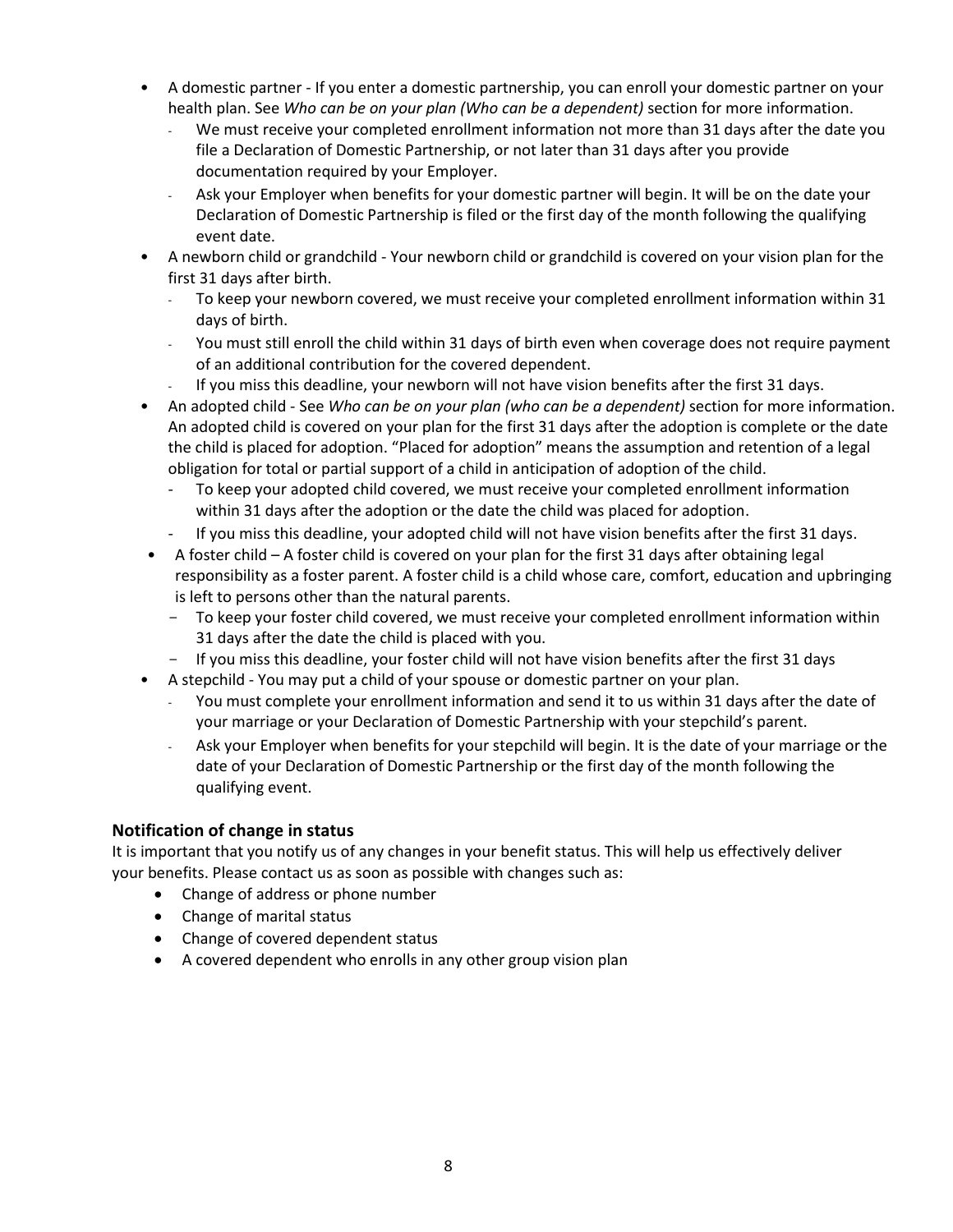- A domestic partner - If you enter a domestic partnership, you can enroll your domestic partner on your health plan. See *Who can be on your plan (Who can be a dependent)* section for more information.
  - We must receive your completed enrollment information not more than 31 days after the date you file a Declaration of Domestic Partnership, or not later than 31 days after you provide documentation required by your Employer.
  - Ask your Employer when benefits for your domestic partner will begin. It will be on the date your Declaration of Domestic Partnership is filed or the first day of the month following the qualifying event date.
- A newborn child or grandchild - Your newborn child or grandchild is covered on your vision plan for the first 31 days after birth.
  - To keep your newborn covered, we must receive your completed enrollment information within 31 days of birth.
  - You must still enroll the child within 31 days of birth even when coverage does not require payment of an additional contribution for the covered dependent.
  - If you miss this deadline, your newborn will not have vision benefits after the first 31 days.
- An adopted child - See *Who can be on your plan (who can be a dependent)* section for more information. An adopted child is covered on your plan for the first 31 days after the adoption is complete or the date the child is placed for adoption. "Placed for adoption" means the assumption and retention of a legal obligation for total or partial support of a child in anticipation of adoption of the child.
  - To keep your adopted child covered, we must receive your completed enrollment information within 31 days after the adoption or the date the child was placed for adoption.
  - If you miss this deadline, your adopted child will not have vision benefits after the first 31 days.
- A foster child – A foster child is covered on your plan for the first 31 days after obtaining legal responsibility as a foster parent. A foster child is a child whose care, comfort, education and upbringing is left to persons other than the natural parents.
  - To keep your foster child covered, we must receive your completed enrollment information within 31 days after the date the child is placed with you.
  - If you miss this deadline, your foster child will not have vision benefits after the first 31 days
- A stepchild - You may put a child of your spouse or domestic partner on your plan.
  - You must complete your enrollment information and send it to us within 31 days after the date of your marriage or your Declaration of Domestic Partnership with your stepchild's parent.
  - Ask your Employer when benefits for your stepchild will begin. It is the date of your marriage or the date of your Declaration of Domestic Partnership or the first day of the month following the qualifying event.

### Notification of change in status

It is important that you notify us of any changes in your benefit status. This will help us effectively deliver your benefits. Please contact us as soon as possible with changes such as:

- Change of address or phone number
- Change of marital status
- Change of covered dependent status
- A covered dependent who enrolls in any other group vision plan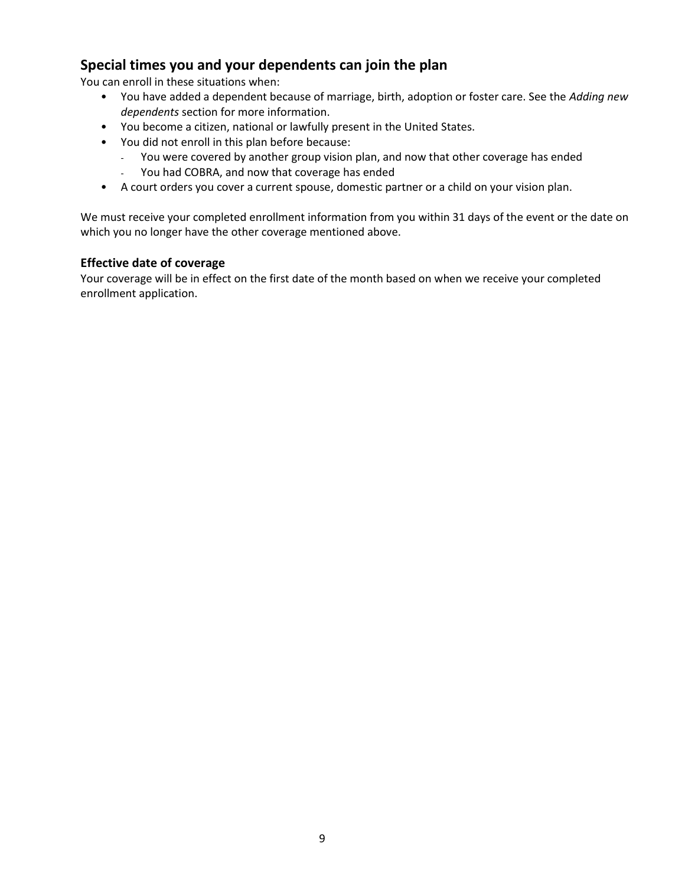## Special times you and your dependents can join the plan

You can enroll in these situations when:

- You have added a dependent because of marriage, birth, adoption or foster care. See the *Adding new dependents* section for more information.
- You become a citizen, national or lawfully present in the United States.
- You did not enroll in this plan before because:
  - You were covered by another group vision plan, and now that other coverage has ended
  - You had COBRA, and now that coverage has ended
- A court orders you cover a current spouse, domestic partner or a child on your vision plan.

We must receive your completed enrollment information from you within 31 days of the event or the date on which you no longer have the other coverage mentioned above.

### Effective date of coverage

Your coverage will be in effect on the first date of the month based on when we receive your completed enrollment application.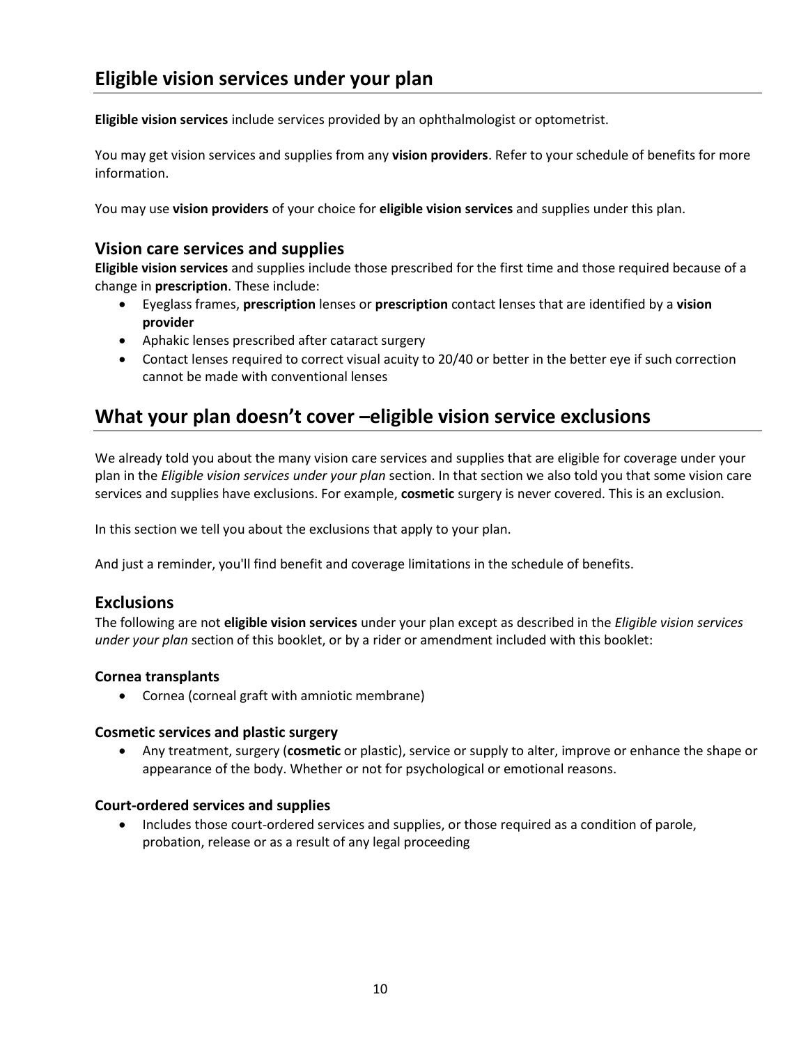# Eligible vision services under your plan

**Eligible vision services** include services provided by an ophthalmologist or optometrist.

You may get vision services and supplies from any **vision providers**. Refer to your schedule of benefits for more information.

You may use **vision providers** of your choice for **eligible vision services** and supplies under this plan.

## Vision care services and supplies

**Eligible vision services** and supplies include those prescribed for the first time and those required because of a change in **prescription**. These include:

- Eyeglass frames, **prescription** lenses or **prescription** contact lenses that are identified by a **vision provider**
- Aphakic lenses prescribed after cataract surgery
- Contact lenses required to correct visual acuity to 20/40 or better in the better eye if such correction cannot be made with conventional lenses

# What your plan doesn't cover –eligible vision service exclusions

We already told you about the many vision care services and supplies that are eligible for coverage under your plan in the *Eligible vision services under your plan* section. In that section we also told you that some vision care services and supplies have exclusions. For example, **cosmetic** surgery is never covered. This is an exclusion.

In this section we tell you about the exclusions that apply to your plan.

And just a reminder, you'll find benefit and coverage limitations in the schedule of benefits.

## Exclusions

The following are not **eligible vision services** under your plan except as described in the *Eligible vision services under your plan* section of this booklet, or by a rider or amendment included with this booklet:

### Cornea transplants

- Cornea (corneal graft with amniotic membrane)

### Cosmetic services and plastic surgery

- Any treatment, surgery (**cosmetic** or plastic), service or supply to alter, improve or enhance the shape or appearance of the body. Whether or not for psychological or emotional reasons.

### Court-ordered services and supplies

- Includes those court-ordered services and supplies, or those required as a condition of parole, probation, release or as a result of any legal proceeding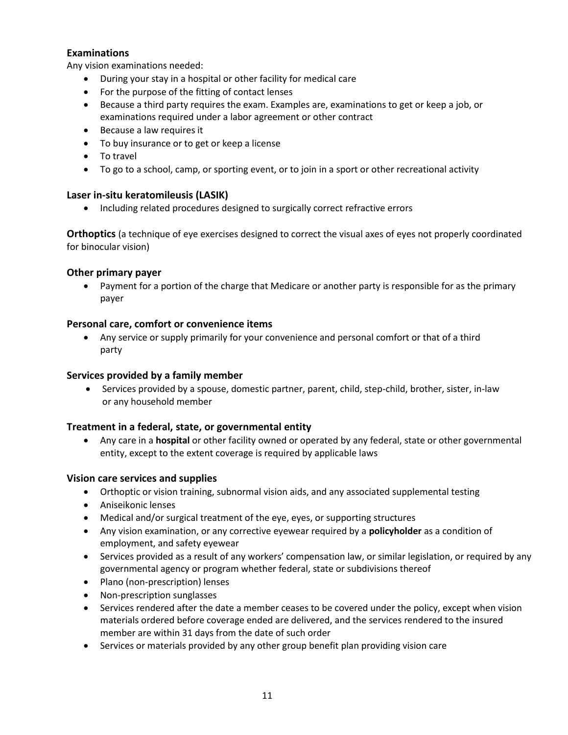### Examinations

Any vision examinations needed:

- During your stay in a hospital or other facility for medical care
- For the purpose of the fitting of contact lenses
- Because a third party requires the exam. Examples are, examinations to get or keep a job, or examinations required under a labor agreement or other contract
- Because a law requires it
- To buy insurance or to get or keep a license
- To travel
- To go to a school, camp, or sporting event, or to join in a sport or other recreational activity

### Laser in-situ keratomileusis (LASIK)

- Including related procedures designed to surgically correct refractive errors

**Orthoptics** (a technique of eye exercises designed to correct the visual axes of eyes not properly coordinated for binocular vision)

### Other primary payer

- Payment for a portion of the charge that Medicare or another party is responsible for as the primary payer

### Personal care, comfort or convenience items

- Any service or supply primarily for your convenience and personal comfort or that of a third party

### Services provided by a family member

- Services provided by a spouse, domestic partner, parent, child, step-child, brother, sister, in-law or any household member

### Treatment in a federal, state, or governmental entity

- Any care in a **hospital** or other facility owned or operated by any federal, state or other governmental entity, except to the extent coverage is required by applicable laws

### Vision care services and supplies

- Orthoptic or vision training, subnormal vision aids, and any associated supplemental testing
- Aniseikonic lenses
- Medical and/or surgical treatment of the eye, eyes, or supporting structures
- Any vision examination, or any corrective eyewear required by a **policyholder** as a condition of employment, and safety eyewear
- Services provided as a result of any workers' compensation law, or similar legislation, or required by any governmental agency or program whether federal, state or subdivisions thereof
- Plano (non-prescription) lenses
- Non-prescription sunglasses
- Services rendered after the date a member ceases to be covered under the policy, except when vision materials ordered before coverage ended are delivered, and the services rendered to the insured member are within 31 days from the date of such order
- Services or materials provided by any other group benefit plan providing vision care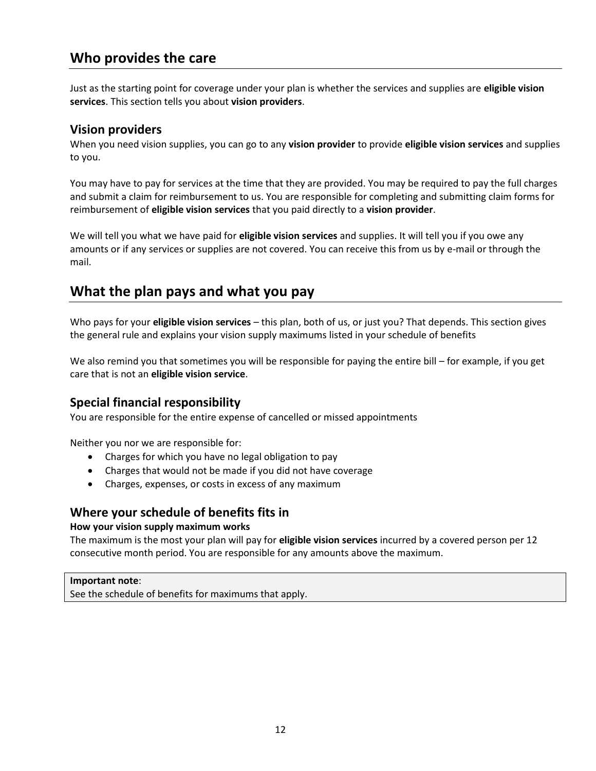## Who provides the care

Just as the starting point for coverage under your plan is whether the services and supplies are **eligible vision services**. This section tells you about **vision providers**.

### Vision providers

When you need vision supplies, you can go to any **vision provider** to provide **eligible vision services** and supplies to you.

You may have to pay for services at the time that they are provided. You may be required to pay the full charges and submit a claim for reimbursement to us. You are responsible for completing and submitting claim forms for reimbursement of **eligible vision services** that you paid directly to a **vision provider**.

We will tell you what we have paid for **eligible vision services** and supplies. It will tell you if you owe any amounts or if any services or supplies are not covered. You can receive this from us by e-mail or through the mail.

## What the plan pays and what you pay

Who pays for your **eligible vision services** – this plan, both of us, or just you? That depends. This section gives the general rule and explains your vision supply maximums listed in your schedule of benefits

We also remind you that sometimes you will be responsible for paying the entire bill – for example, if you get care that is not an **eligible vision service**.

### Special financial responsibility

You are responsible for the entire expense of cancelled or missed appointments

Neither you nor we are responsible for:

- Charges for which you have no legal obligation to pay
- Charges that would not be made if you did not have coverage
- Charges, expenses, or costs in excess of any maximum

### Where your schedule of benefits fits in

**How your vision supply maximum works**

The maximum is the most your plan will pay for **eligible vision services** incurred by a covered person per 12 consecutive month period. You are responsible for any amounts above the maximum.

> **Important note**:
> See the schedule of benefits for maximums that apply.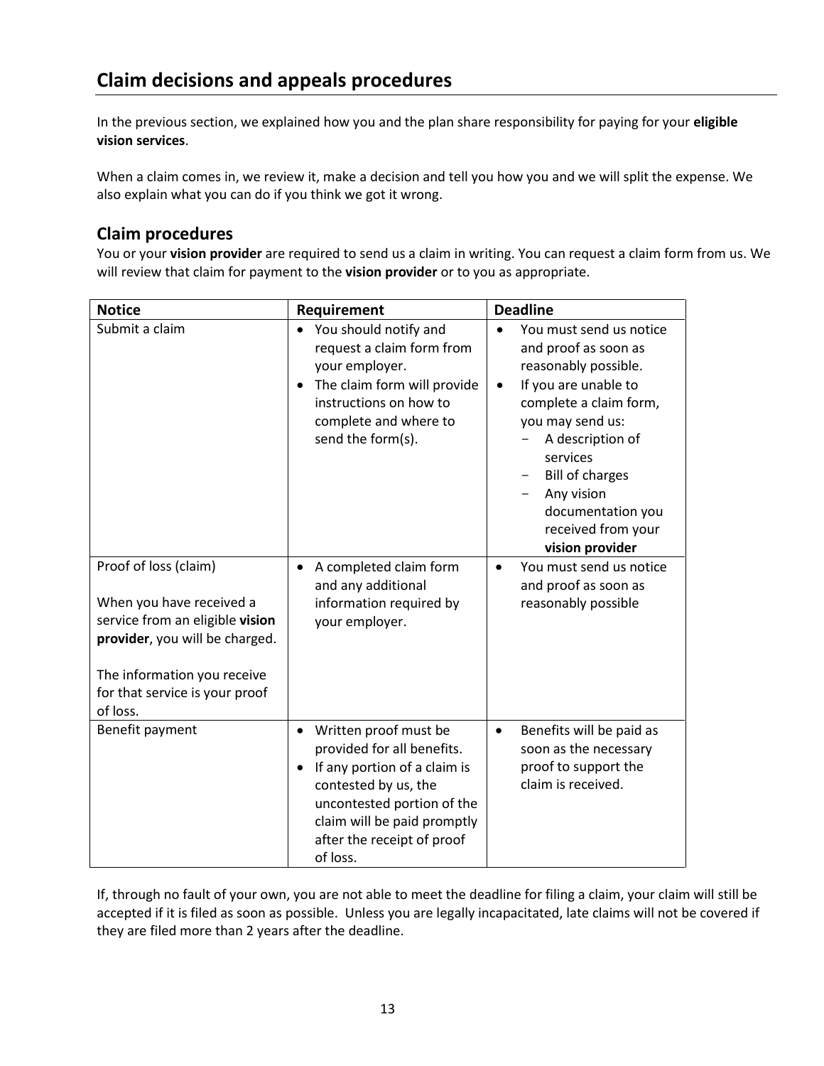## Claim decisions and appeals procedures

In the previous section, we explained how you and the plan share responsibility for paying for your **eligible vision services**.

When a claim comes in, we review it, make a decision and tell you how you and we will split the expense. We also explain what you can do if you think we got it wrong.

### Claim procedures

You or your **vision provider** are required to send us a claim in writing. You can request a claim form from us. We will review that claim for payment to the **vision provider** or to you as appropriate.

| Notice | Requirement | Deadline |
|---|---|---|
| Submit a claim | • You should notify and request a claim form from your employer.<br>• The claim form will provide instructions on how to complete and where to send the form(s). | • You must send us notice and proof as soon as reasonably possible.<br>• If you are unable to complete a claim form, you may send us:<br>− A description of services<br>− Bill of charges<br>− Any vision documentation you received from your **vision provider** |
| Proof of loss (claim)<br><br>When you have received a service from an eligible **vision provider**, you will be charged.<br><br>The information you receive for that service is your proof of loss. | • A completed claim form and any additional information required by your employer. | • You must send us notice and proof as soon as reasonably possible |
| Benefit payment | • Written proof must be provided for all benefits.<br>• If any portion of a claim is contested by us, the uncontested portion of the claim will be paid promptly after the receipt of proof of loss. | • Benefits will be paid as soon as the necessary proof to support the claim is received. |

If, through no fault of your own, you are not able to meet the deadline for filing a claim, your claim will still be accepted if it is filed as soon as possible. Unless you are legally incapacitated, late claims will not be covered if they are filed more than 2 years after the deadline.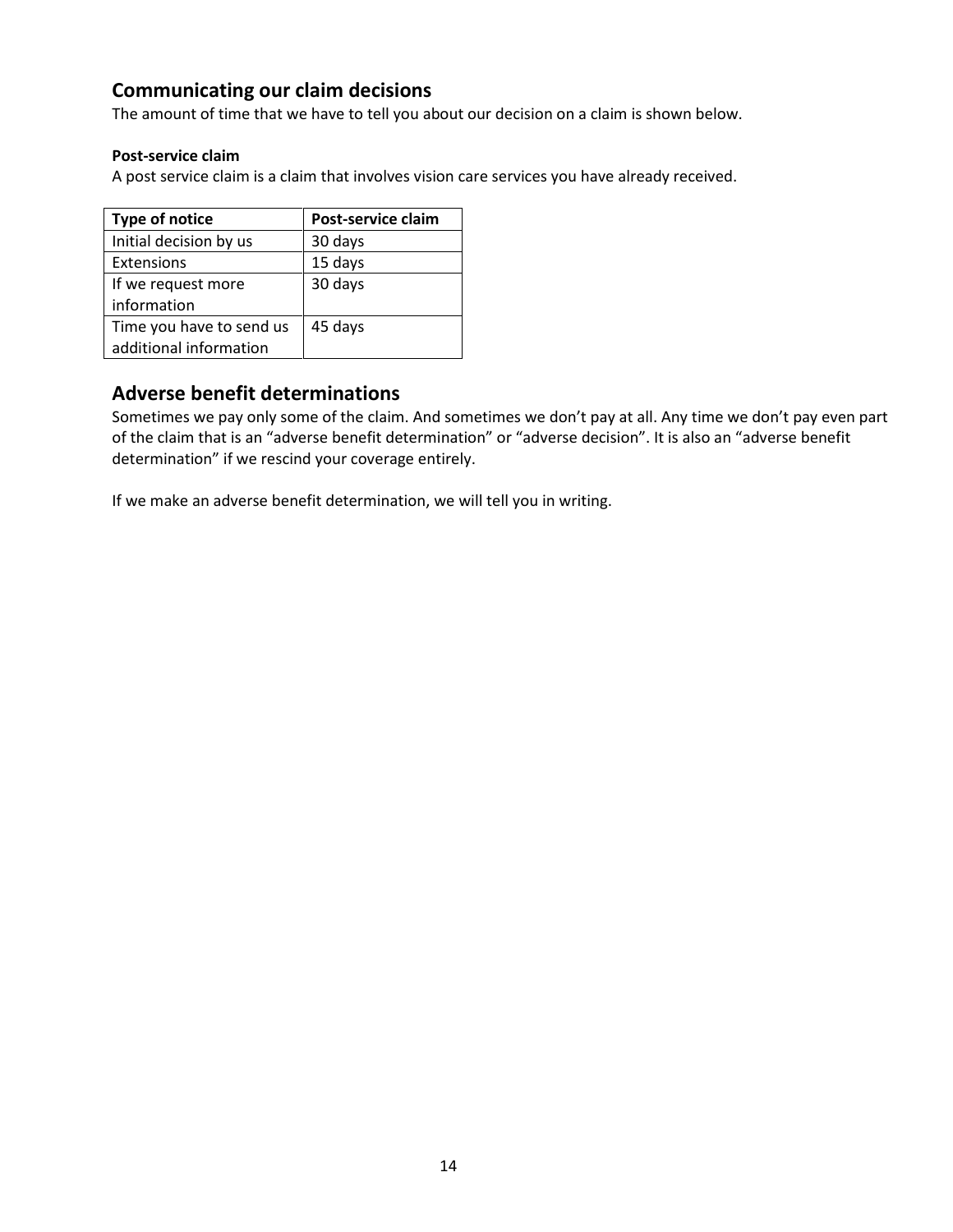## Communicating our claim decisions

The amount of time that we have to tell you about our decision on a claim is shown below.

**Post-service claim**

A post service claim is a claim that involves vision care services you have already received.

| Type of notice | Post-service claim |
|---|---|
| Initial decision by us | 30 days |
| Extensions | 15 days |
| If we request more information | 30 days |
| Time you have to send us additional information | 45 days |

## Adverse benefit determinations

Sometimes we pay only some of the claim. And sometimes we don't pay at all. Any time we don't pay even part of the claim that is an "adverse benefit determination" or "adverse decision". It is also an "adverse benefit determination" if we rescind your coverage entirely.

If we make an adverse benefit determination, we will tell you in writing.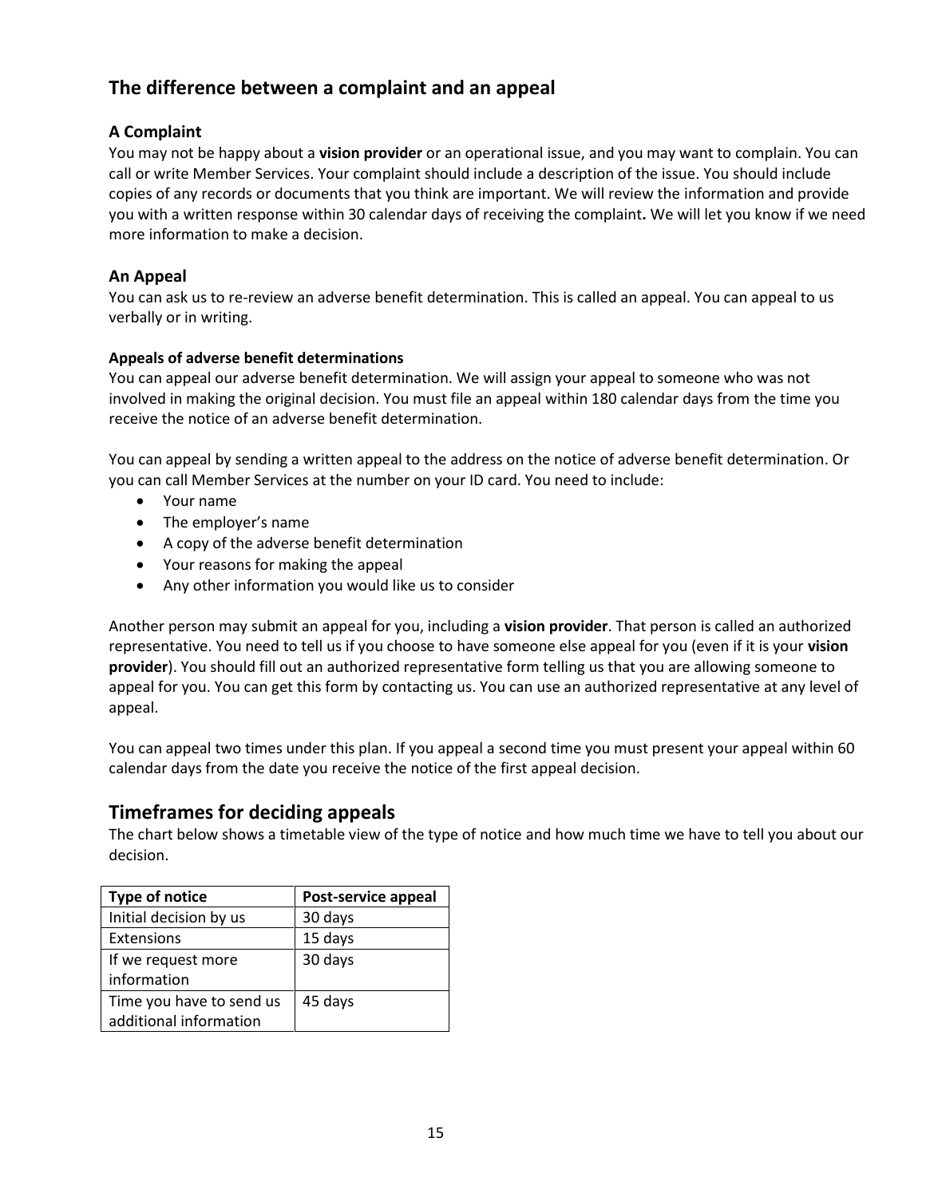## The difference between a complaint and an appeal

### A Complaint

You may not be happy about a **vision provider** or an operational issue, and you may want to complain. You can call or write Member Services. Your complaint should include a description of the issue. You should include copies of any records or documents that you think are important. We will review the information and provide you with a written response within 30 calendar days of receiving the complaint**.** We will let you know if we need more information to make a decision.

### An Appeal

You can ask us to re-review an adverse benefit determination. This is called an appeal. You can appeal to us verbally or in writing.

#### Appeals of adverse benefit determinations

You can appeal our adverse benefit determination. We will assign your appeal to someone who was not involved in making the original decision. You must file an appeal within 180 calendar days from the time you receive the notice of an adverse benefit determination.

You can appeal by sending a written appeal to the address on the notice of adverse benefit determination. Or you can call Member Services at the number on your ID card. You need to include:

- Your name
- The employer's name
- A copy of the adverse benefit determination
- Your reasons for making the appeal
- Any other information you would like us to consider

Another person may submit an appeal for you, including a **vision provider**. That person is called an authorized representative. You need to tell us if you choose to have someone else appeal for you (even if it is your **vision provider**). You should fill out an authorized representative form telling us that you are allowing someone to appeal for you. You can get this form by contacting us. You can use an authorized representative at any level of appeal.

You can appeal two times under this plan. If you appeal a second time you must present your appeal within 60 calendar days from the date you receive the notice of the first appeal decision.

## Timeframes for deciding appeals

The chart below shows a timetable view of the type of notice and how much time we have to tell you about our decision.

| Type of notice | Post-service appeal |
|---|---|
| Initial decision by us | 30 days |
| Extensions | 15 days |
| If we request more information | 30 days |
| Time you have to send us additional information | 45 days |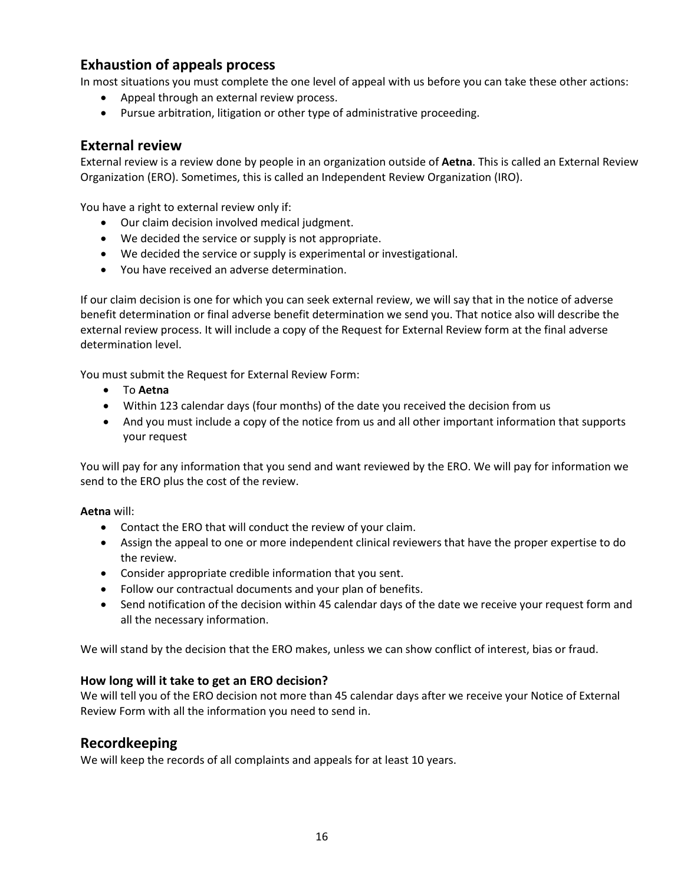## Exhaustion of appeals process

In most situations you must complete the one level of appeal with us before you can take these other actions:

- Appeal through an external review process.
- Pursue arbitration, litigation or other type of administrative proceeding.

## External review

External review is a review done by people in an organization outside of **Aetna**. This is called an External Review Organization (ERO). Sometimes, this is called an Independent Review Organization (IRO).

You have a right to external review only if:

- Our claim decision involved medical judgment.
- We decided the service or supply is not appropriate.
- We decided the service or supply is experimental or investigational.
- You have received an adverse determination.

If our claim decision is one for which you can seek external review, we will say that in the notice of adverse benefit determination or final adverse benefit determination we send you. That notice also will describe the external review process. It will include a copy of the Request for External Review form at the final adverse determination level.

You must submit the Request for External Review Form:

- To **Aetna**
- Within 123 calendar days (four months) of the date you received the decision from us
- And you must include a copy of the notice from us and all other important information that supports your request

You will pay for any information that you send and want reviewed by the ERO. We will pay for information we send to the ERO plus the cost of the review.

**Aetna** will:

- Contact the ERO that will conduct the review of your claim.
- Assign the appeal to one or more independent clinical reviewers that have the proper expertise to do the review.
- Consider appropriate credible information that you sent.
- Follow our contractual documents and your plan of benefits.
- Send notification of the decision within 45 calendar days of the date we receive your request form and all the necessary information.

We will stand by the decision that the ERO makes, unless we can show conflict of interest, bias or fraud.

### How long will it take to get an ERO decision?

We will tell you of the ERO decision not more than 45 calendar days after we receive your Notice of External Review Form with all the information you need to send in.

## Recordkeeping

We will keep the records of all complaints and appeals for at least 10 years.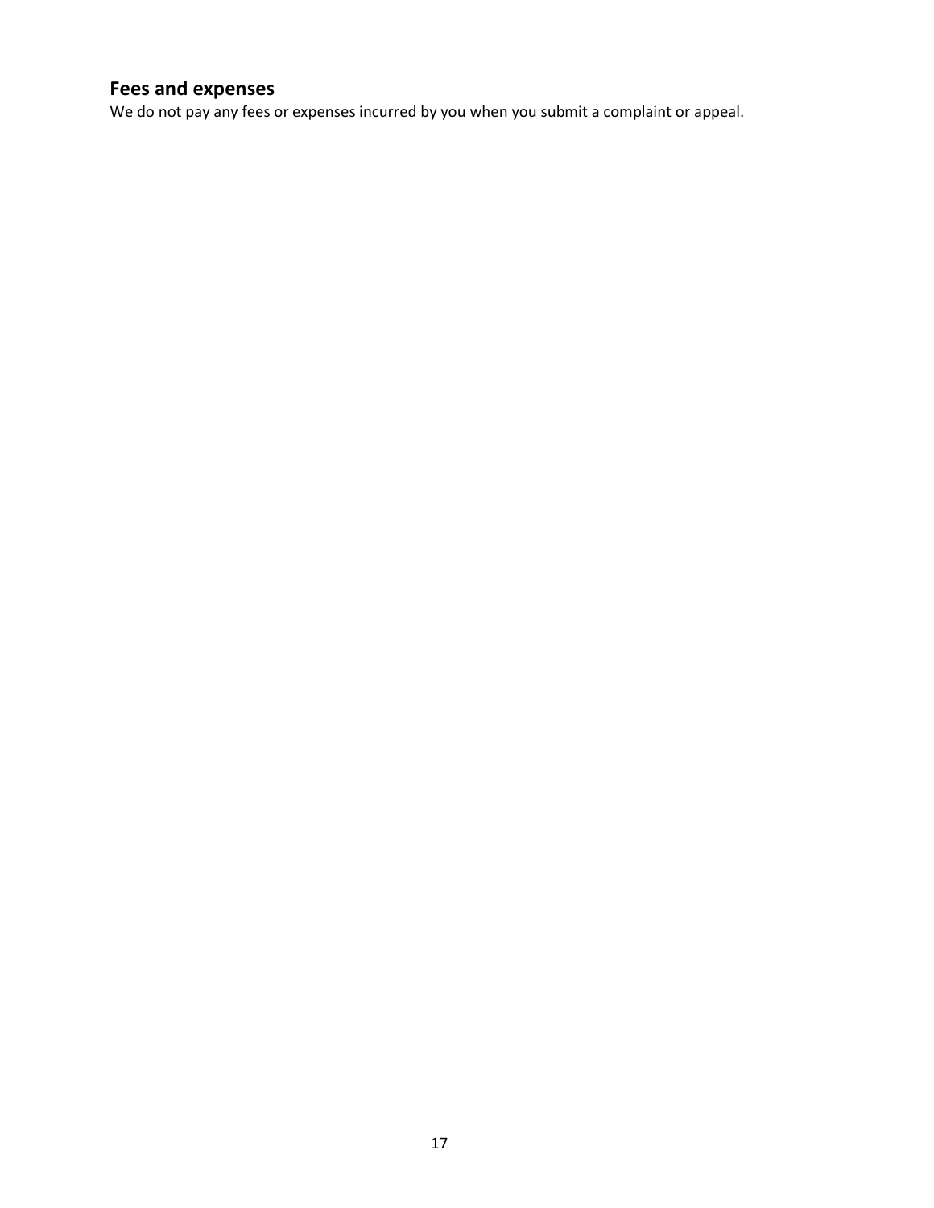## Fees and expenses

We do not pay any fees or expenses incurred by you when you submit a complaint or appeal.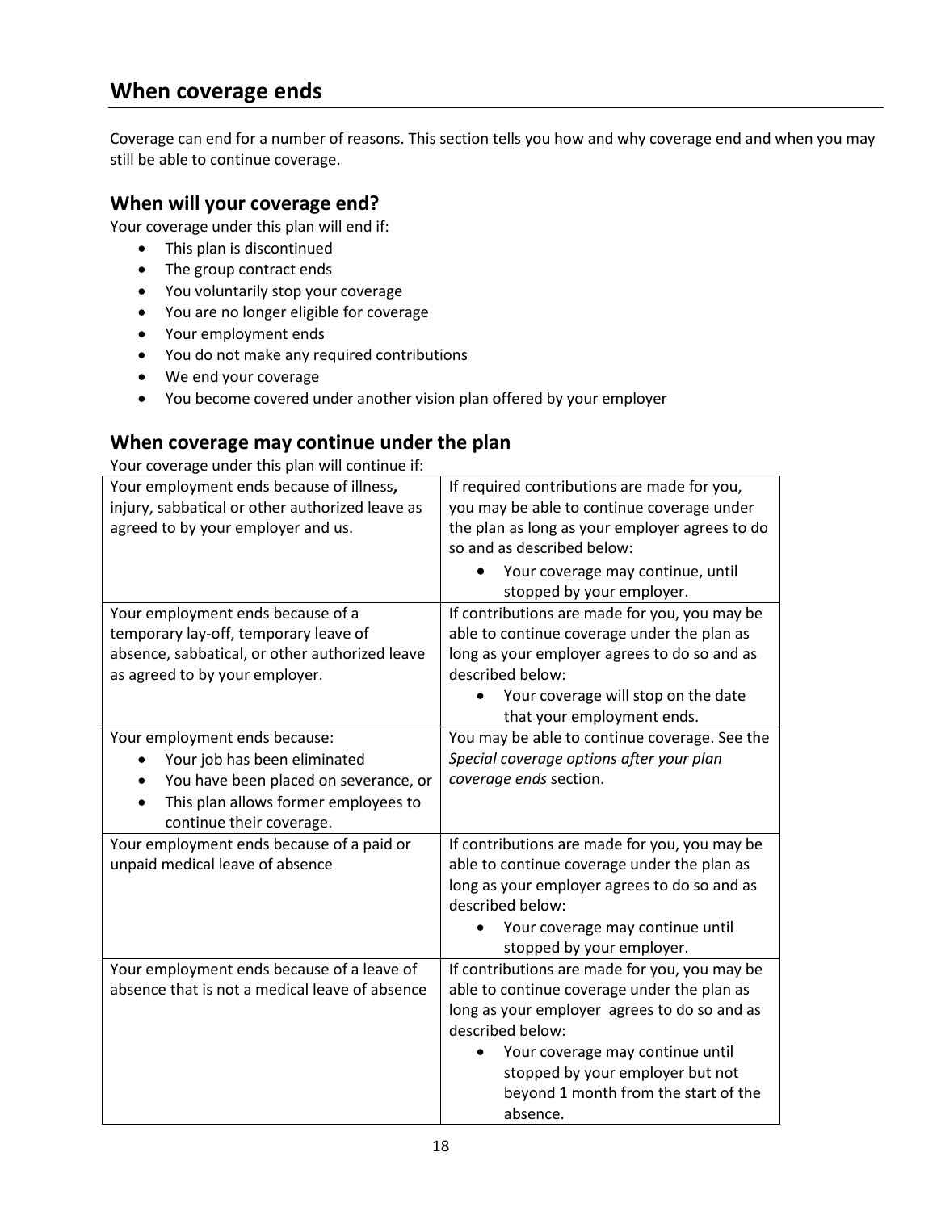## When coverage ends

Coverage can end for a number of reasons. This section tells you how and why coverage end and when you may still be able to continue coverage.

### When will your coverage end?

Your coverage under this plan will end if:

- This plan is discontinued
- The group contract ends
- You voluntarily stop your coverage
- You are no longer eligible for coverage
- Your employment ends
- You do not make any required contributions
- We end your coverage
- You become covered under another vision plan offered by your employer

### When coverage may continue under the plan

Your coverage under this plan will continue if:

| | |
|---|---|
| Your employment ends because of illness, injury, sabbatical or other authorized leave as agreed to by your employer and us. | If required contributions are made for you, you may be able to continue coverage under the plan as long as your employer agrees to do so and as described below:<br>• Your coverage may continue, until stopped by your employer. |
| Your employment ends because of a temporary lay-off, temporary leave of absence, sabbatical, or other authorized leave as agreed to by your employer. | If contributions are made for you, you may be able to continue coverage under the plan as long as your employer agrees to do so and as described below:<br>• Your coverage will stop on the date that your employment ends. |
| Your employment ends because:<br>• Your job has been eliminated<br>• You have been placed on severance, or<br>• This plan allows former employees to continue their coverage. | You may be able to continue coverage. See the *Special coverage options after your plan coverage ends* section. |
| Your employment ends because of a paid or unpaid medical leave of absence | If contributions are made for you, you may be able to continue coverage under the plan as long as your employer agrees to do so and as described below:<br>• Your coverage may continue until stopped by your employer. |
| Your employment ends because of a leave of absence that is not a medical leave of absence | If contributions are made for you, you may be able to continue coverage under the plan as long as your employer agrees to do so and as described below:<br>• Your coverage may continue until stopped by your employer but not beyond 1 month from the start of the absence. |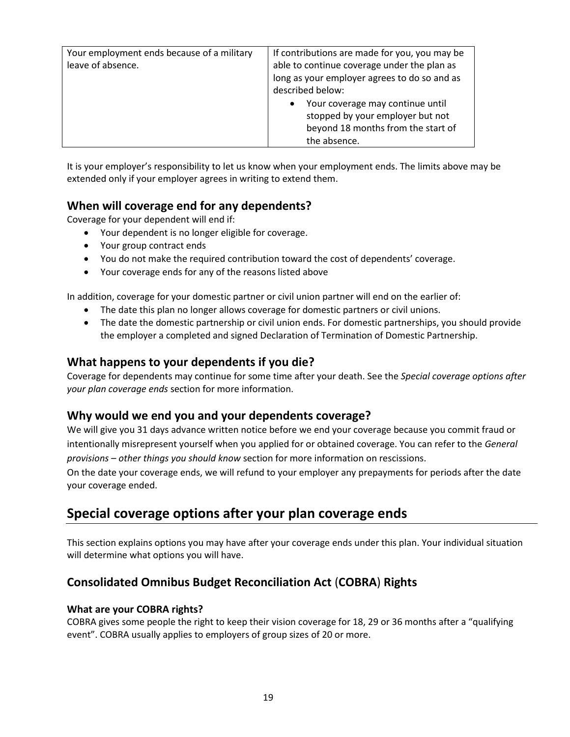| Your employment ends because of a military leave of absence. | If contributions are made for you, you may be able to continue coverage under the plan as long as your employer agrees to do so and as described below:<br>• Your coverage may continue until stopped by your employer but not beyond 18 months from the start of the absence. |
|---|---|

It is your employer's responsibility to let us know when your employment ends. The limits above may be extended only if your employer agrees in writing to extend them.

## When will coverage end for any dependents?

Coverage for your dependent will end if:

- Your dependent is no longer eligible for coverage.
- Your group contract ends
- You do not make the required contribution toward the cost of dependents' coverage.
- Your coverage ends for any of the reasons listed above

In addition, coverage for your domestic partner or civil union partner will end on the earlier of:

- The date this plan no longer allows coverage for domestic partners or civil unions.
- The date the domestic partnership or civil union ends. For domestic partnerships, you should provide the employer a completed and signed Declaration of Termination of Domestic Partnership.

## What happens to your dependents if you die?

Coverage for dependents may continue for some time after your death. See the *Special coverage options after your plan coverage ends* section for more information.

## Why would we end you and your dependents coverage?

We will give you 31 days advance written notice before we end your coverage because you commit fraud or intentionally misrepresent yourself when you applied for or obtained coverage. You can refer to the *General provisions – other things you should know* section for more information on rescissions.

On the date your coverage ends, we will refund to your employer any prepayments for periods after the date your coverage ended.

# Special coverage options after your plan coverage ends

This section explains options you may have after your coverage ends under this plan. Your individual situation will determine what options you will have.

## Consolidated Omnibus Budget Reconciliation Act (COBRA) Rights

### What are your COBRA rights?

COBRA gives some people the right to keep their vision coverage for 18, 29 or 36 months after a "qualifying event". COBRA usually applies to employers of group sizes of 20 or more.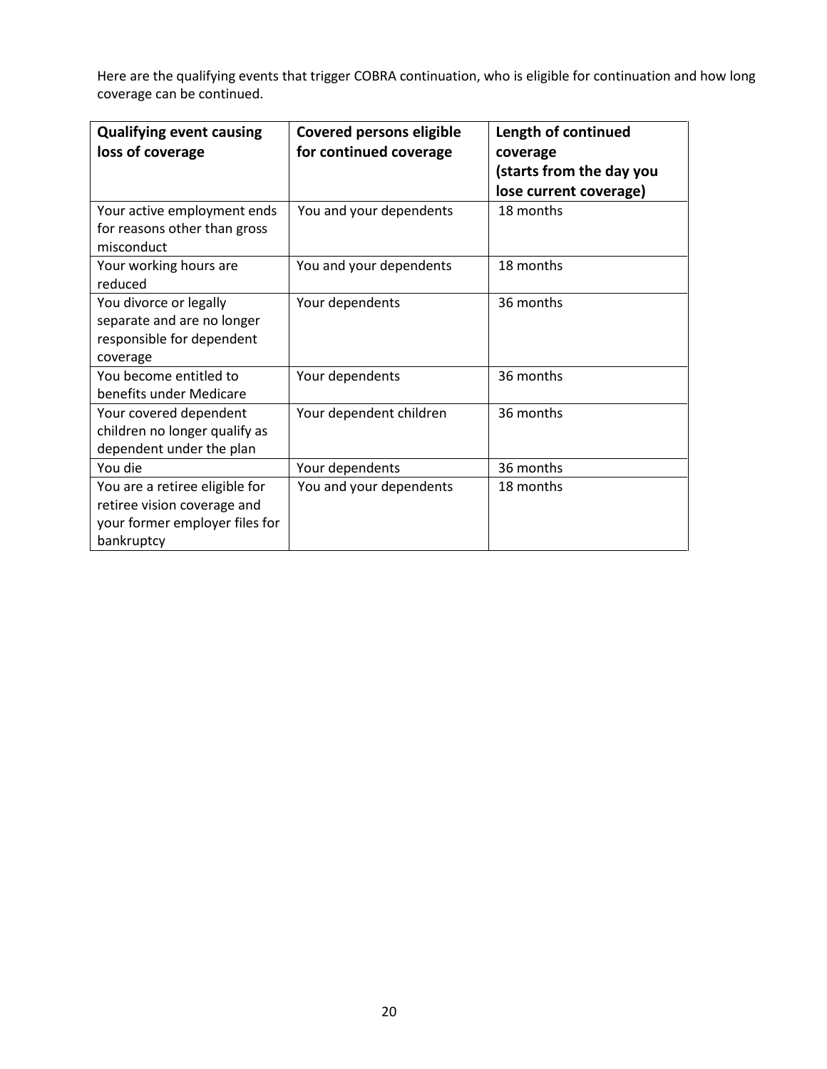Here are the qualifying events that trigger COBRA continuation, who is eligible for continuation and how long coverage can be continued.

| **Qualifying event causing loss of coverage** | **Covered persons eligible for continued coverage** | **Length of continued coverage (starts from the day you lose current coverage)** |
|---|---|---|
| Your active employment ends for reasons other than gross misconduct | You and your dependents | 18 months |
| Your working hours are reduced | You and your dependents | 18 months |
| You divorce or legally separate and are no longer responsible for dependent coverage | Your dependents | 36 months |
| You become entitled to benefits under Medicare | Your dependents | 36 months |
| Your covered dependent children no longer qualify as dependent under the plan | Your dependent children | 36 months |
| You die | Your dependents | 36 months |
| You are a retiree eligible for retiree vision coverage and your former employer files for bankruptcy | You and your dependents | 18 months |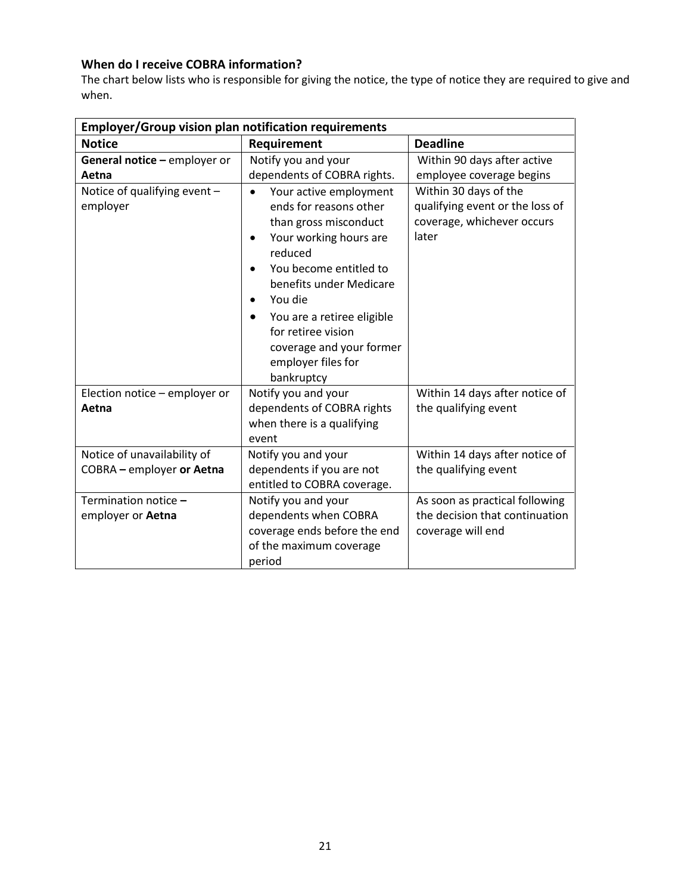### When do I receive COBRA information?

The chart below lists who is responsible for giving the notice, the type of notice they are required to give and when.

| Employer/Group vision plan notification requirements | | |
|---|---|---|
| **Notice** | **Requirement** | **Deadline** |
| **General notice –** employer or **Aetna** | Notify you and your dependents of COBRA rights. | Within 90 days after active employee coverage begins |
| Notice of qualifying event – employer | • Your active employment ends for reasons other than gross misconduct<br>• Your working hours are reduced<br>• You become entitled to benefits under Medicare<br>• You die<br>• You are a retiree eligible for retiree vision coverage and your former employer files for bankruptcy | Within 30 days of the qualifying event or the loss of coverage, whichever occurs later |
| Election notice – employer or **Aetna** | Notify you and your dependents of COBRA rights when there is a qualifying event | Within 14 days after notice of the qualifying event |
| Notice of unavailability of COBRA **–** employer **or Aetna** | Notify you and your dependents if you are not entitled to COBRA coverage. | Within 14 days after notice of the qualifying event |
| Termination notice **–** employer or **Aetna** | Notify you and your dependents when COBRA coverage ends before the end of the maximum coverage period | As soon as practical following the decision that continuation coverage will end |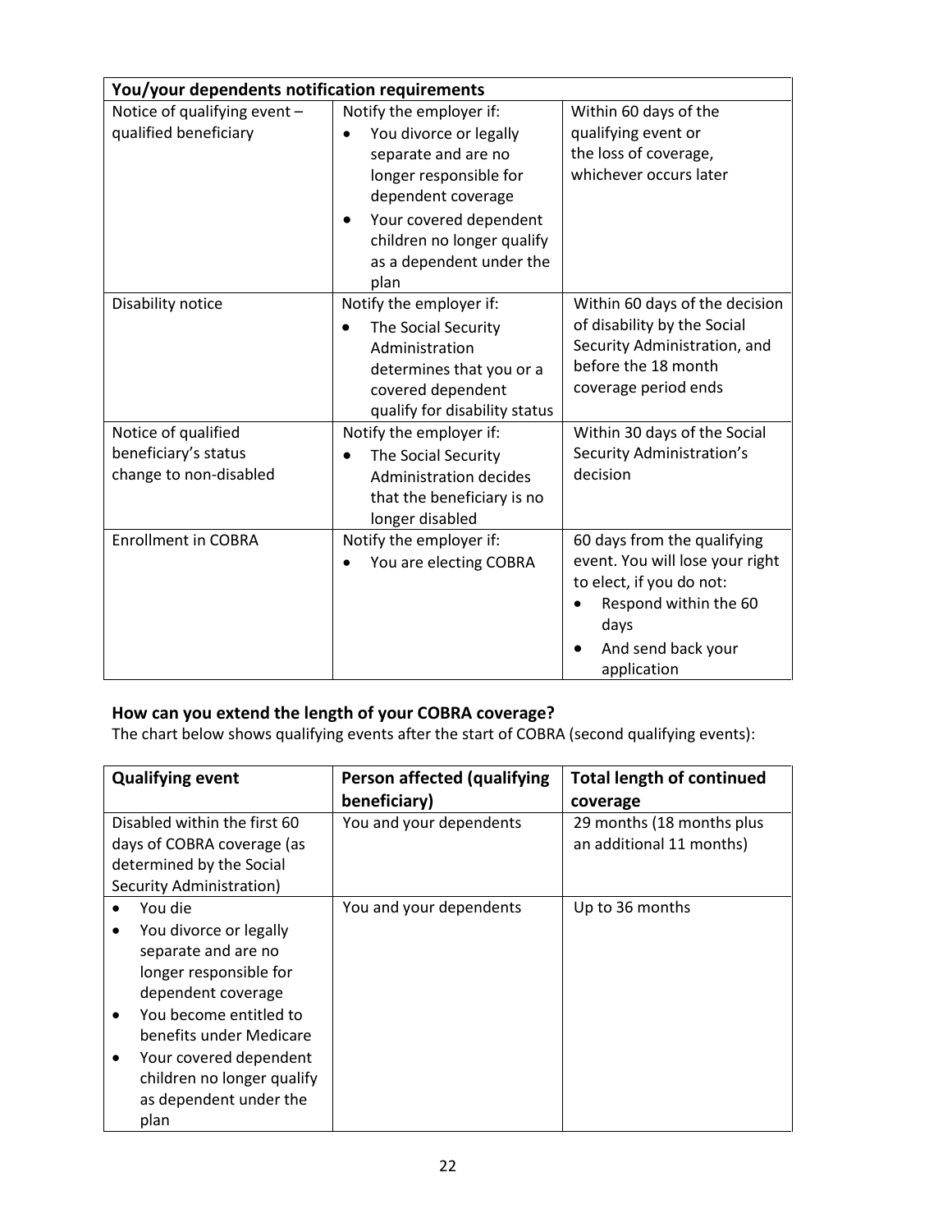| You/your dependents notification requirements | | |
|---|---|---|
| Notice of qualifying event – qualified beneficiary | Notify the employer if:<br>• You divorce or legally separate and are no longer responsible for dependent coverage<br>• Your covered dependent children no longer qualify as a dependent under the plan | Within 60 days of the qualifying event or the loss of coverage, whichever occurs later |
| Disability notice | Notify the employer if:<br>• The Social Security Administration determines that you or a covered dependent qualify for disability status | Within 60 days of the decision of disability by the Social Security Administration, and before the 18 month coverage period ends |
| Notice of qualified beneficiary's status change to non-disabled | Notify the employer if:<br>• The Social Security Administration decides that the beneficiary is no longer disabled | Within 30 days of the Social Security Administration's decision |
| Enrollment in COBRA | Notify the employer if:<br>• You are electing COBRA | 60 days from the qualifying event. You will lose your right to elect, if you do not:<br>• Respond within the 60 days<br>• And send back your application |

### How can you extend the length of your COBRA coverage?

The chart below shows qualifying events after the start of COBRA (second qualifying events):

| Qualifying event | Person affected (qualifying beneficiary) | Total length of continued coverage |
|---|---|---|
| Disabled within the first 60 days of COBRA coverage (as determined by the Social Security Administration) | You and your dependents | 29 months (18 months plus an additional 11 months) |
| • You die<br>• You divorce or legally separate and are no longer responsible for dependent coverage<br>• You become entitled to benefits under Medicare<br>• Your covered dependent children no longer qualify as dependent under the plan | You and your dependents | Up to 36 months |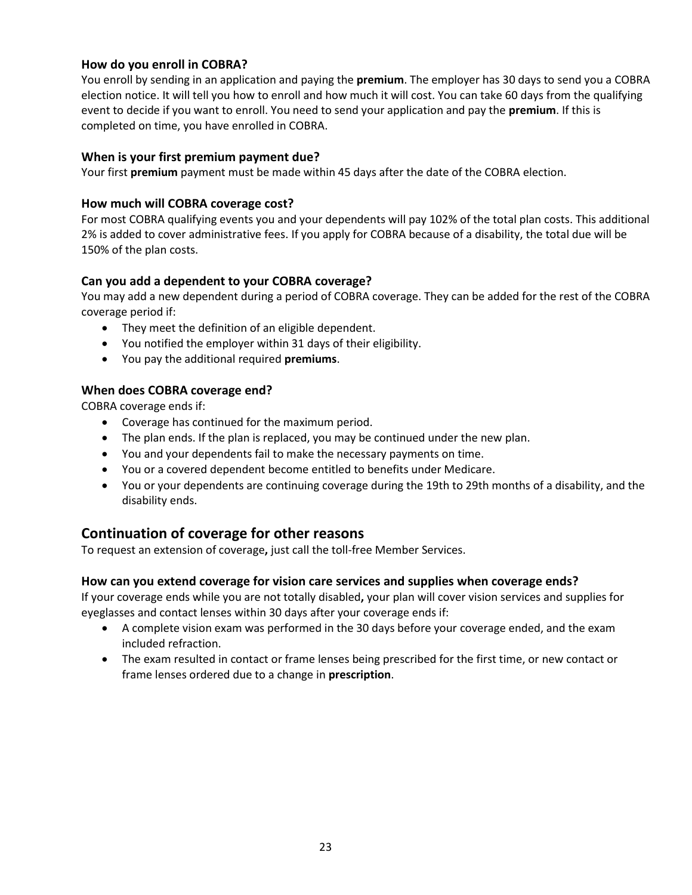### How do you enroll in COBRA?

You enroll by sending in an application and paying the **premium**. The employer has 30 days to send you a COBRA election notice. It will tell you how to enroll and how much it will cost. You can take 60 days from the qualifying event to decide if you want to enroll. You need to send your application and pay the **premium**. If this is completed on time, you have enrolled in COBRA.

### When is your first premium payment due?

Your first **premium** payment must be made within 45 days after the date of the COBRA election.

### How much will COBRA coverage cost?

For most COBRA qualifying events you and your dependents will pay 102% of the total plan costs. This additional 2% is added to cover administrative fees. If you apply for COBRA because of a disability, the total due will be 150% of the plan costs.

### Can you add a dependent to your COBRA coverage?

You may add a new dependent during a period of COBRA coverage. They can be added for the rest of the COBRA coverage period if:

- They meet the definition of an eligible dependent.
- You notified the employer within 31 days of their eligibility.
- You pay the additional required **premiums**.

### When does COBRA coverage end?

COBRA coverage ends if:

- Coverage has continued for the maximum period.
- The plan ends. If the plan is replaced, you may be continued under the new plan.
- You and your dependents fail to make the necessary payments on time.
- You or a covered dependent become entitled to benefits under Medicare.
- You or your dependents are continuing coverage during the 19th to 29th months of a disability, and the disability ends.

## Continuation of coverage for other reasons

To request an extension of coverage**,** just call the toll-free Member Services.

### How can you extend coverage for vision care services and supplies when coverage ends?

If your coverage ends while you are not totally disabled**,** your plan will cover vision services and supplies for eyeglasses and contact lenses within 30 days after your coverage ends if:

- A complete vision exam was performed in the 30 days before your coverage ended, and the exam included refraction.
- The exam resulted in contact or frame lenses being prescribed for the first time, or new contact or frame lenses ordered due to a change in **prescription**.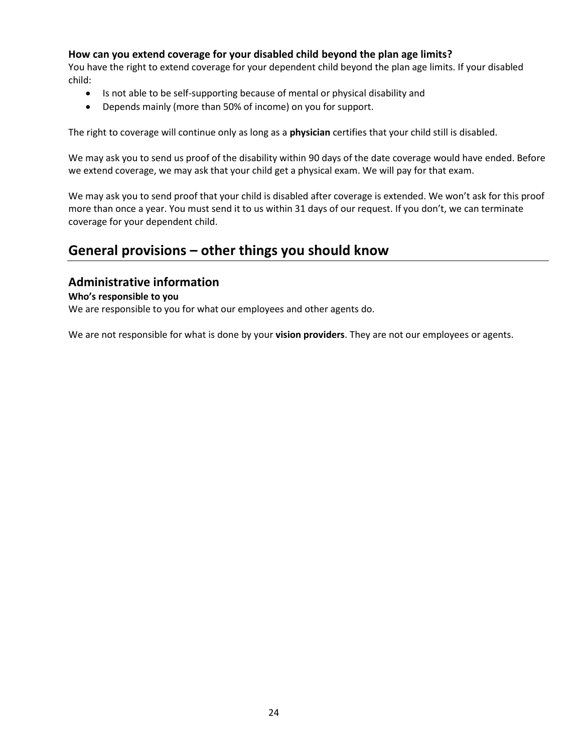**How can you extend coverage for your disabled child beyond the plan age limits?**

You have the right to extend coverage for your dependent child beyond the plan age limits. If your disabled child:

- Is not able to be self-supporting because of mental or physical disability and
- Depends mainly (more than 50% of income) on you for support.

The right to coverage will continue only as long as a **physician** certifies that your child still is disabled.

We may ask you to send us proof of the disability within 90 days of the date coverage would have ended. Before we extend coverage, we may ask that your child get a physical exam. We will pay for that exam.

We may ask you to send proof that your child is disabled after coverage is extended. We won't ask for this proof more than once a year. You must send it to us within 31 days of our request. If you don't, we can terminate coverage for your dependent child.

# General provisions – other things you should know

## Administrative information

**Who's responsible to you**

We are responsible to you for what our employees and other agents do.

We are not responsible for what is done by your **vision providers**. They are not our employees or agents.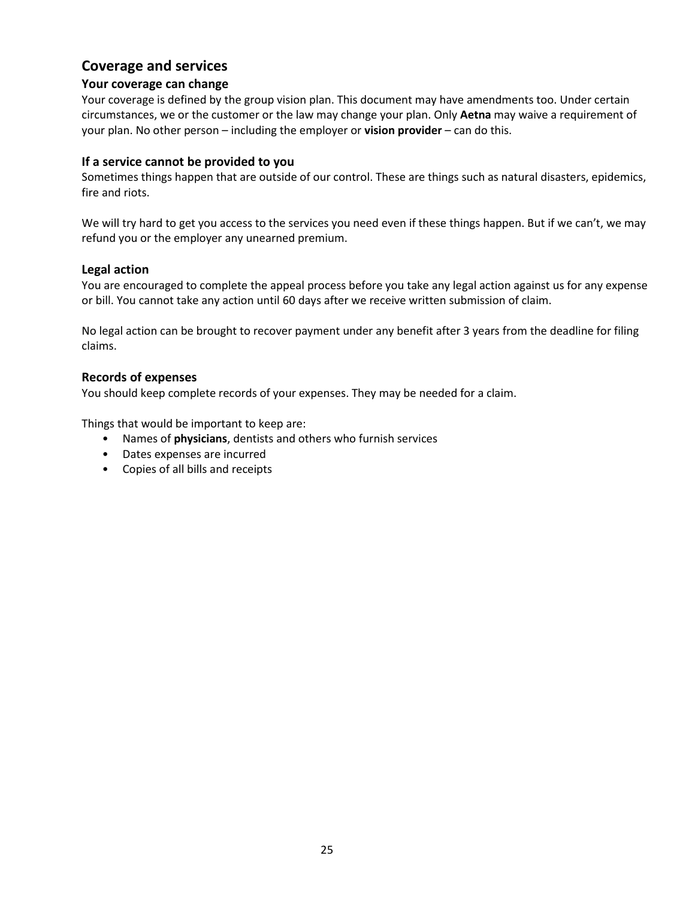## Coverage and services

### Your coverage can change

Your coverage is defined by the group vision plan. This document may have amendments too. Under certain circumstances, we or the customer or the law may change your plan. Only **Aetna** may waive a requirement of your plan. No other person – including the employer or **vision provider** – can do this.

### If a service cannot be provided to you

Sometimes things happen that are outside of our control. These are things such as natural disasters, epidemics, fire and riots.

We will try hard to get you access to the services you need even if these things happen. But if we can't, we may refund you or the employer any unearned premium.

### Legal action

You are encouraged to complete the appeal process before you take any legal action against us for any expense or bill. You cannot take any action until 60 days after we receive written submission of claim.

No legal action can be brought to recover payment under any benefit after 3 years from the deadline for filing claims.

### Records of expenses

You should keep complete records of your expenses. They may be needed for a claim.

Things that would be important to keep are:

- Names of **physicians**, dentists and others who furnish services
- Dates expenses are incurred
- Copies of all bills and receipts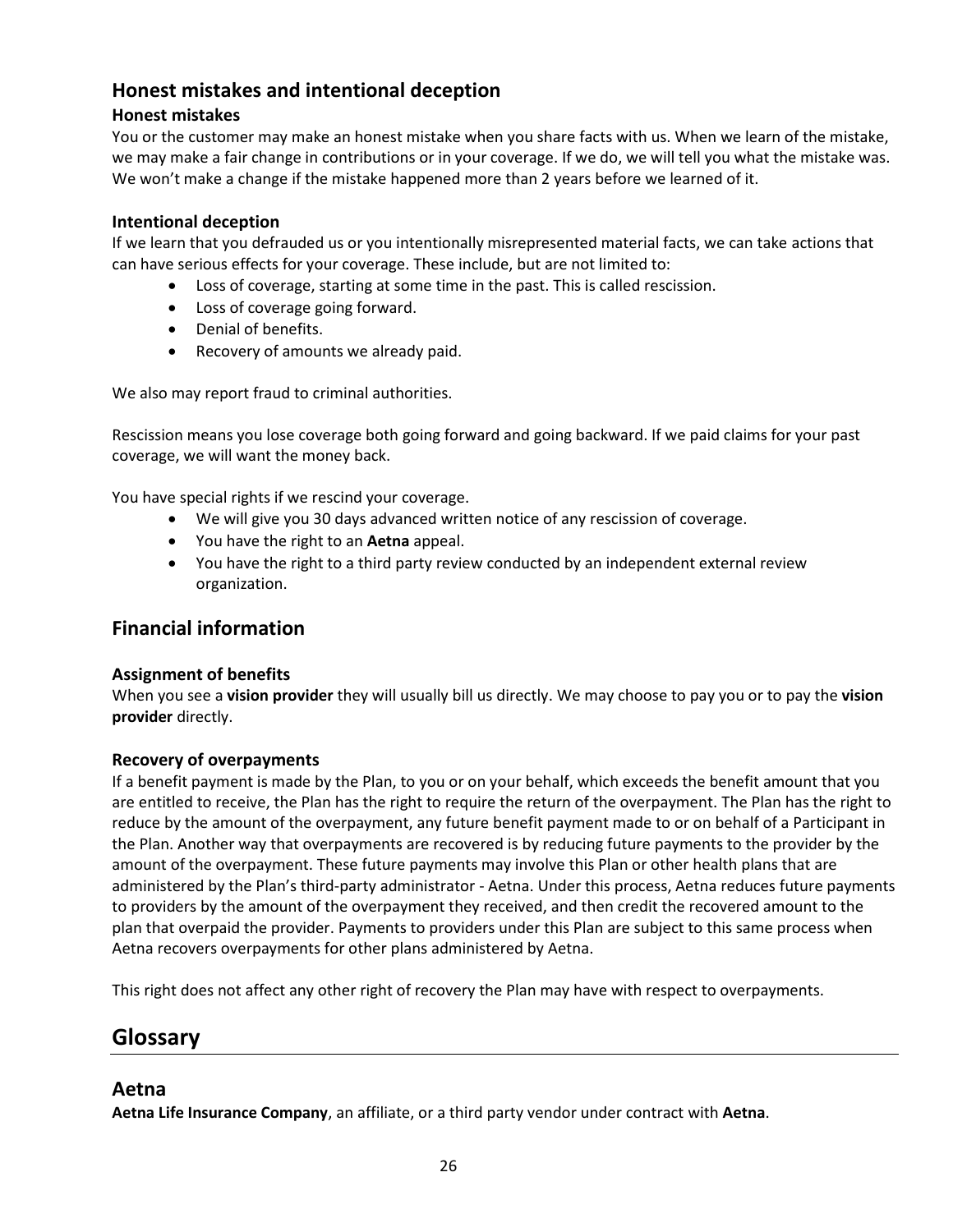## Honest mistakes and intentional deception

### Honest mistakes

You or the customer may make an honest mistake when you share facts with us. When we learn of the mistake, we may make a fair change in contributions or in your coverage. If we do, we will tell you what the mistake was. We won't make a change if the mistake happened more than 2 years before we learned of it.

### Intentional deception

If we learn that you defrauded us or you intentionally misrepresented material facts, we can take actions that can have serious effects for your coverage. These include, but are not limited to:

- Loss of coverage, starting at some time in the past. This is called rescission.
- Loss of coverage going forward.
- Denial of benefits.
- Recovery of amounts we already paid.

We also may report fraud to criminal authorities.

Rescission means you lose coverage both going forward and going backward. If we paid claims for your past coverage, we will want the money back.

You have special rights if we rescind your coverage.

- We will give you 30 days advanced written notice of any rescission of coverage.
- You have the right to an **Aetna** appeal.
- You have the right to a third party review conducted by an independent external review organization.

## Financial information

### Assignment of benefits

When you see a **vision provider** they will usually bill us directly. We may choose to pay you or to pay the **vision provider** directly.

### Recovery of overpayments

If a benefit payment is made by the Plan, to you or on your behalf, which exceeds the benefit amount that you are entitled to receive, the Plan has the right to require the return of the overpayment. The Plan has the right to reduce by the amount of the overpayment, any future benefit payment made to or on behalf of a Participant in the Plan. Another way that overpayments are recovered is by reducing future payments to the provider by the amount of the overpayment. These future payments may involve this Plan or other health plans that are administered by the Plan's third-party administrator - Aetna. Under this process, Aetna reduces future payments to providers by the amount of the overpayment they received, and then credit the recovered amount to the plan that overpaid the provider. Payments to providers under this Plan are subject to this same process when Aetna recovers overpayments for other plans administered by Aetna.

This right does not affect any other right of recovery the Plan may have with respect to overpayments.

# Glossary

## Aetna

**Aetna Life Insurance Company**, an affiliate, or a third party vendor under contract with **Aetna**.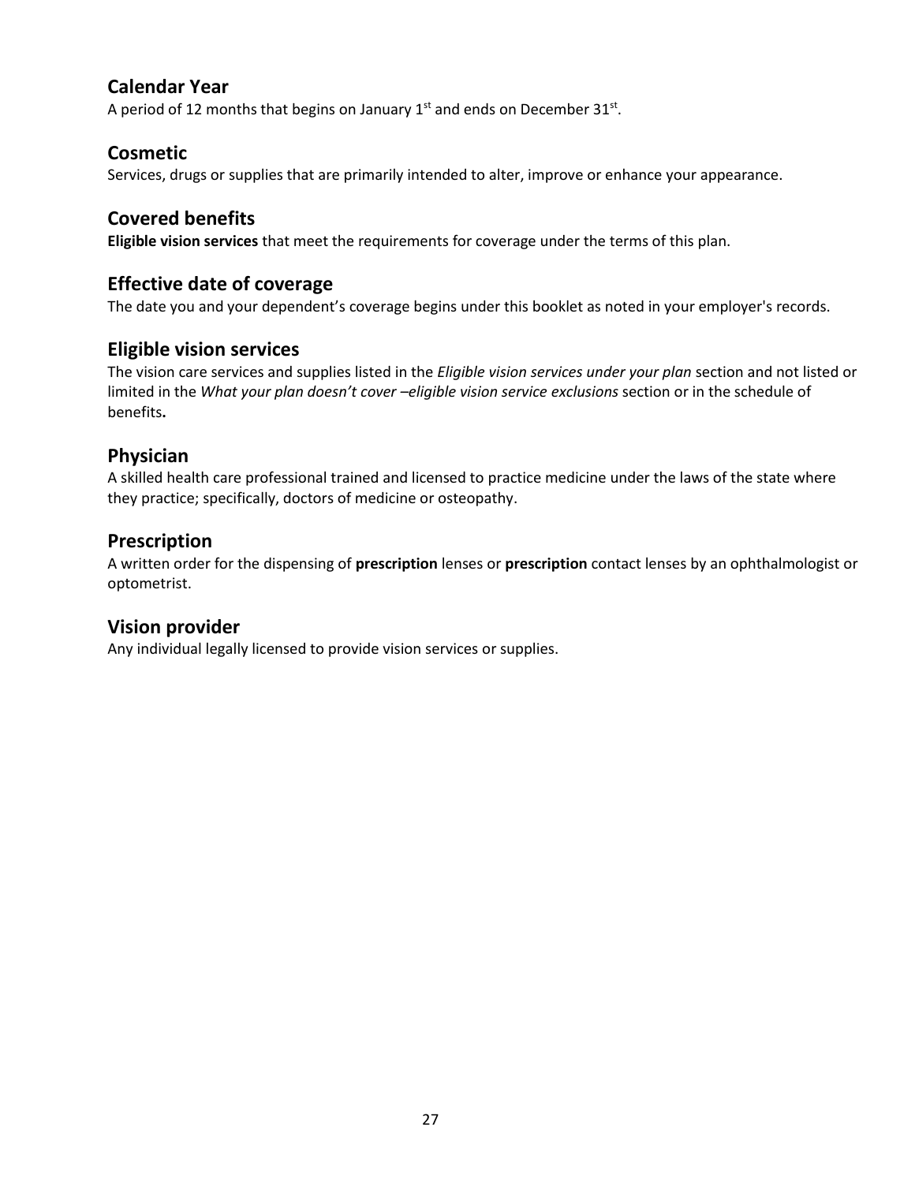## Calendar Year

A period of 12 months that begins on January 1st and ends on December 31st.

## Cosmetic

Services, drugs or supplies that are primarily intended to alter, improve or enhance your appearance.

## Covered benefits

**Eligible vision services** that meet the requirements for coverage under the terms of this plan.

## Effective date of coverage

The date you and your dependent's coverage begins under this booklet as noted in your employer's records.

## Eligible vision services

The vision care services and supplies listed in the *Eligible vision services under your plan* section and not listed or limited in the *What your plan doesn't cover –eligible vision service exclusions* section or in the schedule of benefits**.**

## Physician

A skilled health care professional trained and licensed to practice medicine under the laws of the state where they practice; specifically, doctors of medicine or osteopathy.

## Prescription

A written order for the dispensing of **prescription** lenses or **prescription** contact lenses by an ophthalmologist or optometrist.

## Vision provider

Any individual legally licensed to provide vision services or supplies.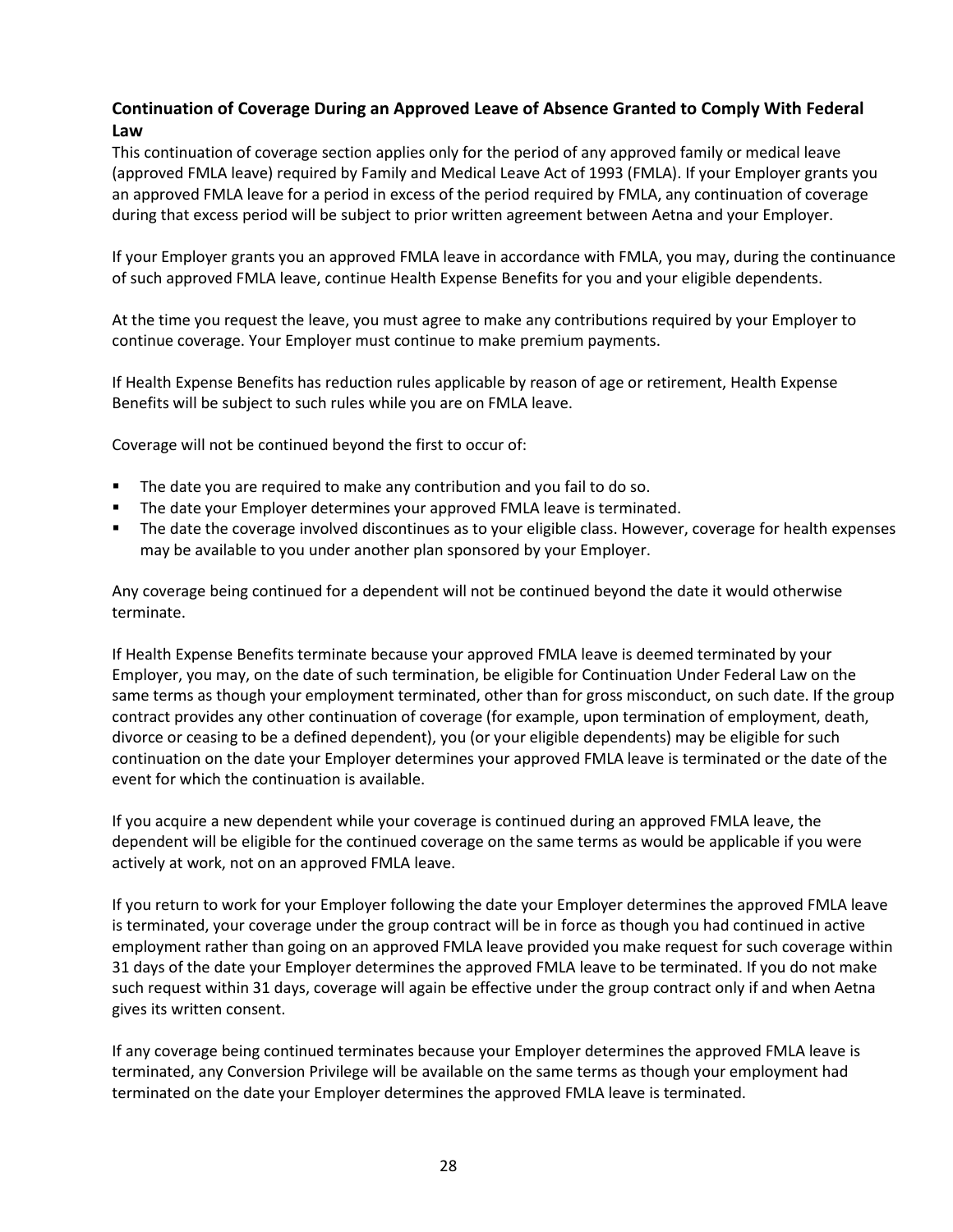### Continuation of Coverage During an Approved Leave of Absence Granted to Comply With Federal Law

This continuation of coverage section applies only for the period of any approved family or medical leave (approved FMLA leave) required by Family and Medical Leave Act of 1993 (FMLA). If your Employer grants you an approved FMLA leave for a period in excess of the period required by FMLA, any continuation of coverage during that excess period will be subject to prior written agreement between Aetna and your Employer.

If your Employer grants you an approved FMLA leave in accordance with FMLA, you may, during the continuance of such approved FMLA leave, continue Health Expense Benefits for you and your eligible dependents.

At the time you request the leave, you must agree to make any contributions required by your Employer to continue coverage. Your Employer must continue to make premium payments.

If Health Expense Benefits has reduction rules applicable by reason of age or retirement, Health Expense Benefits will be subject to such rules while you are on FMLA leave.

Coverage will not be continued beyond the first to occur of:

- The date you are required to make any contribution and you fail to do so.
- The date your Employer determines your approved FMLA leave is terminated.
- The date the coverage involved discontinues as to your eligible class. However, coverage for health expenses may be available to you under another plan sponsored by your Employer.

Any coverage being continued for a dependent will not be continued beyond the date it would otherwise terminate.

If Health Expense Benefits terminate because your approved FMLA leave is deemed terminated by your Employer, you may, on the date of such termination, be eligible for Continuation Under Federal Law on the same terms as though your employment terminated, other than for gross misconduct, on such date. If the group contract provides any other continuation of coverage (for example, upon termination of employment, death, divorce or ceasing to be a defined dependent), you (or your eligible dependents) may be eligible for such continuation on the date your Employer determines your approved FMLA leave is terminated or the date of the event for which the continuation is available.

If you acquire a new dependent while your coverage is continued during an approved FMLA leave, the dependent will be eligible for the continued coverage on the same terms as would be applicable if you were actively at work, not on an approved FMLA leave.

If you return to work for your Employer following the date your Employer determines the approved FMLA leave is terminated, your coverage under the group contract will be in force as though you had continued in active employment rather than going on an approved FMLA leave provided you make request for such coverage within 31 days of the date your Employer determines the approved FMLA leave to be terminated. If you do not make such request within 31 days, coverage will again be effective under the group contract only if and when Aetna gives its written consent.

If any coverage being continued terminates because your Employer determines the approved FMLA leave is terminated, any Conversion Privilege will be available on the same terms as though your employment had terminated on the date your Employer determines the approved FMLA leave is terminated.